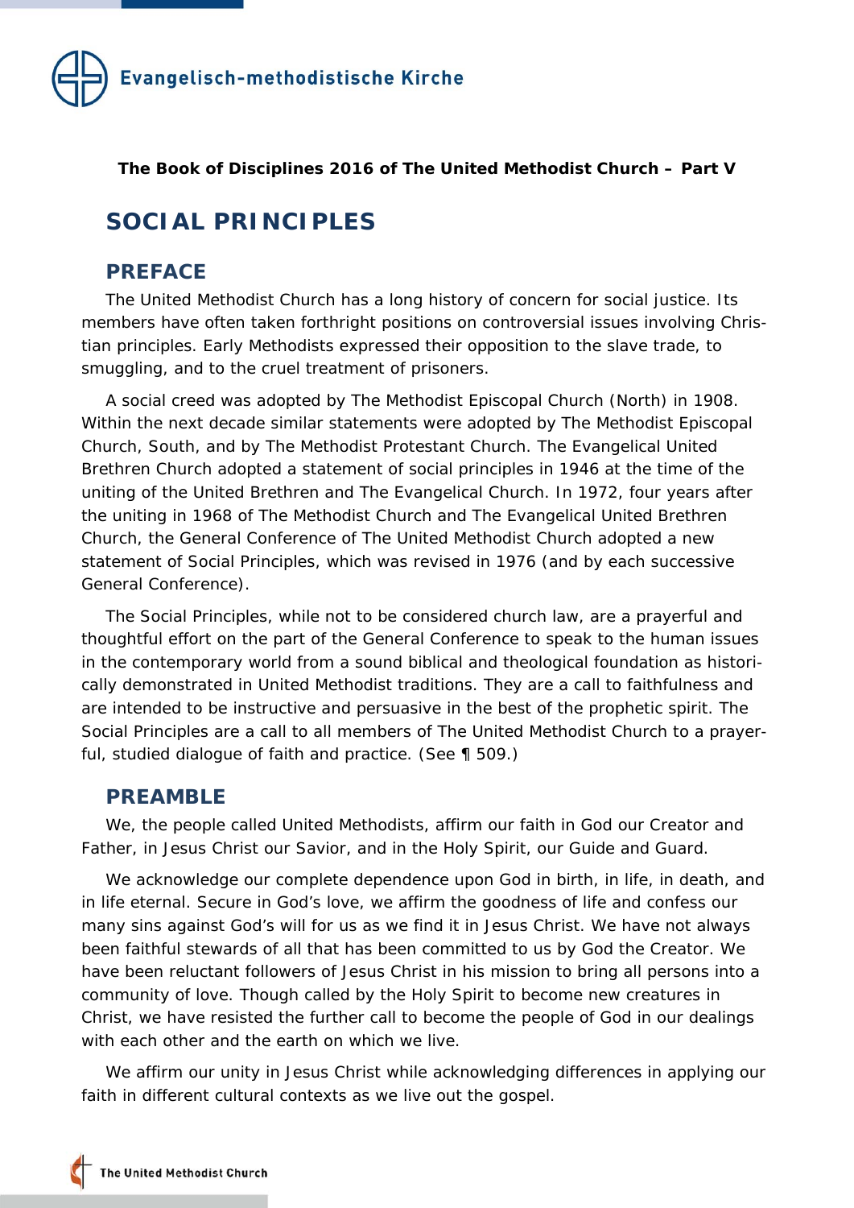**The Book of Disciplines 2016 of The United Methodist Church – Part V**

# SOCIAL PRINCIPLES

## PREFACE

The United Methodist Church has a long history of concern for social justice. Its members have often taken forthright positions on controversial issues involving Christian principles. Early Methodists expressed their opposition to the slave trade, to smuggling, and to the cruel treatment of prisoners.

A social creed was adopted by The Methodist Episcopal Church (North) in 1908. Within the next decade similar statements were adopted by The Methodist Episcopal Church, South, and by The Methodist Protestant Church. The Evangelical United Brethren Church adopted a statement of social principles in 1946 at the time of the uniting of the United Brethren and The Evangelical Church. In 1972, four years after the uniting in 1968 of The Methodist Church and The Evangelical United Brethren Church, the General Conference of The United Methodist Church adopted a new statement of Social Principles, which was revised in 1976 (and by each successive General Conference).

The Social Principles, while not to be considered church law, are a prayerful and thoughtful effort on the part of the General Conference to speak to the human issues in the contemporary world from a sound biblical and theological foundation as historically demonstrated in United Methodist traditions. They are a call to faithfulness and are intended to be instructive and persuasive in the best of the prophetic spirit. The Social Principles are a call to all members of The United Methodist Church to a prayerful, studied dialogue of faith and practice. (See ¶ 509.)

## PREAMBLE

We, the people called United Methodists, affirm our faith in God our Creator and Father, in Jesus Christ our Savior, and in the Holy Spirit, our Guide and Guard.

We acknowledge our complete dependence upon God in birth, in life, in death, and in life eternal. Secure in God's love, we affirm the goodness of life and confess our many sins against God's will for us as we find it in Jesus Christ. We have not always been faithful stewards of all that has been committed to us by God the Creator. We have been reluctant followers of Jesus Christ in his mission to bring all persons into a community of love. Though called by the Holy Spirit to become new creatures in Christ, we have resisted the further call to become the people of God in our dealings with each other and the earth on which we live.

We affirm our unity in Jesus Christ while acknowledging differences in applying our faith in different cultural contexts as we live out the gospel.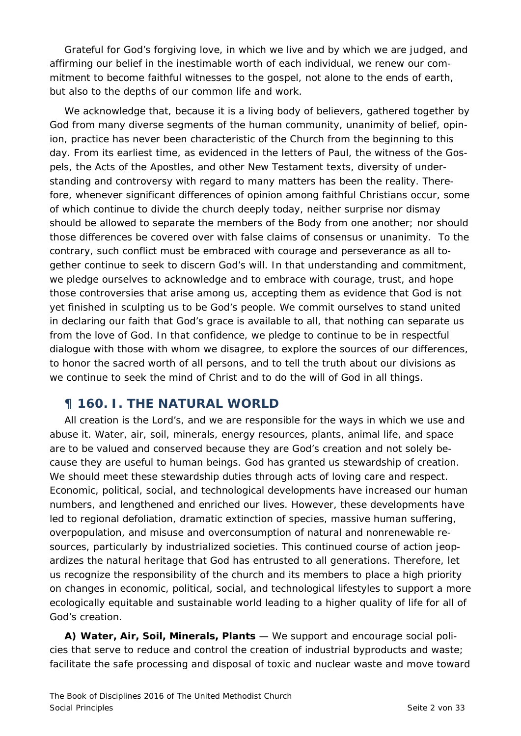Grateful for God's forgiving love, in which we live and by which we are judged, and affirming our belief in the inestimable worth of each individual, we renew our commitment to become faithful witnesses to the gospel, not alone to the ends of earth, but also to the depths of our common life and work.

We acknowledge that, because it is a living body of believers, gathered together by God from many diverse segments of the human community, unanimity of belief, opinion, practice has never been characteristic of the Church from the beginning to this day. From its earliest time, as evidenced in the letters of Paul, the witness of the Gospels, the Acts of the Apostles, and other New Testament texts, diversity of understanding and controversy with regard to many matters has been the reality. Therefore, whenever significant differences of opinion among faithful Christians occur, some of which continue to divide the church deeply today, neither surprise nor dismay should be allowed to separate the members of the Body from one another; nor should those differences be covered over with false claims of consensus or unanimity. To the contrary, such conflict must be embraced with courage and perseverance as all together continue to seek to discern God's will. In that understanding and commitment, we pledge ourselves to acknowledge and to embrace with courage, trust, and hope those controversies that arise among us, accepting them as evidence that God is not yet finished in sculpting us to be God's people. We commit ourselves to stand united in declaring our faith that God's grace is available to all, that nothing can separate us from the love of God. In that confidence, we pledge to continue to be in respectful dialogue with those with whom we disagree, to explore the sources of our differences, to honor the sacred worth of all persons, and to tell the truth about our divisions as we continue to seek the mind of Christ and to do the will of God in all things.

## ¶ 160. I. THE NATURAL WORLD

All creation is the Lord's, and we are responsible for the ways in which we use and abuse it. Water, air, soil, minerals, energy resources, plants, animal life, and space are to be valued and conserved because they are God's creation and not solely because they are useful to human beings. God has granted us stewardship of creation. We should meet these stewardship duties through acts of loving care and respect. Economic, political, social, and technological developments have increased our human numbers, and lengthened and enriched our lives. However, these developments have led to regional defoliation, dramatic extinction of species, massive human suffering, overpopulation, and misuse and overconsumption of natural and nonrenewable resources, particularly by industrialized societies. This continued course of action jeopardizes the natural heritage that God has entrusted to all generations. Therefore, let us recognize the responsibility of the church and its members to place a high priority on changes in economic, political, social, and technological lifestyles to support a more ecologically equitable and sustainable world leading to a higher quality of life for all of God's creation.

**A) Water, Air, Soil, Minerals, Plants** — We support and encourage social policies that serve to reduce and control the creation of industrial byproducts and waste; facilitate the safe processing and disposal of toxic and nuclear waste and move toward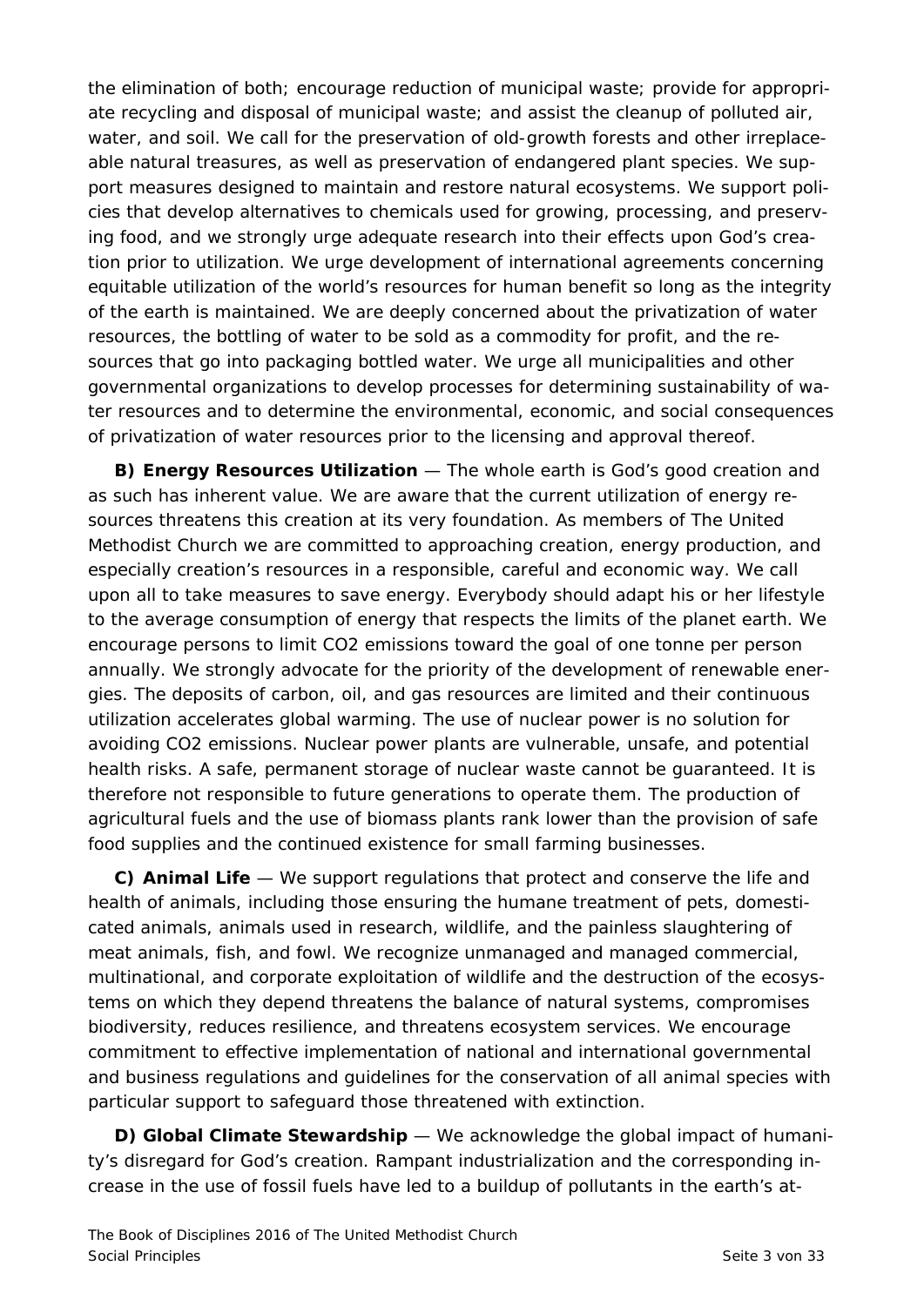the elimination of both; encourage reduction of municipal waste; provide for appropriate recycling and disposal of municipal waste; and assist the cleanup of polluted air, water, and soil. We call for the preservation of old-growth forests and other irreplaceable natural treasures, as well as preservation of endangered plant species. We support measures designed to maintain and restore natural ecosystems. We support policies that develop alternatives to chemicals used for growing, processing, and preserving food, and we strongly urge adequate research into their effects upon God's creation prior to utilization. We urge development of international agreements concerning equitable utilization of the world's resources for human benefit so long as the integrity of the earth is maintained. We are deeply concerned about the privatization of water resources, the bottling of water to be sold as a commodity for profit, and the resources that go into packaging bottled water. We urge all municipalities and other governmental organizations to develop processes for determining sustainability of water resources and to determine the environmental, economic, and social consequences of privatization of water resources prior to the licensing and approval thereof.

**B) Energy Resources Utilization** — The whole earth is God's good creation and as such has inherent value. We are aware that the current utilization of energy resources threatens this creation at its very foundation. As members of The United Methodist Church we are committed to approaching creation, energy production, and especially creation's resources in a responsible, careful and economic way. We call upon all to take measures to save energy. Everybody should adapt his or her lifestyle to the average consumption of energy that respects the limits of the planet earth. We encourage persons to limit $CO_2$ emissions toward the goal of one tonne per person annually. We strongly advocate for the priority of the development of renewable energies. The deposits of carbon, oil, and gas resources are limited and their continuous utilization accelerates global warming. The use of nuclear power is no solution for avoiding $CO_2$ emissions. Nuclear power plants are vulnerable, unsafe, and potential health risks. A safe, permanent storage of nuclear waste cannot be guaranteed. It is therefore not responsible to future generations to operate them. The production of agricultural fuels and the use of biomass plants rank lower than the provision of safe food supplies and the continued existence for small farming businesses.

**C) Animal Life** — We support regulations that protect and conserve the life and health of animals, including those ensuring the humane treatment of pets, domesticated animals, animals used in research, wildlife, and the painless slaughtering of meat animals, fish, and fowl. We recognize unmanaged and managed commercial, multinational, and corporate exploitation of wildlife and the destruction of the ecosystems on which they depend threatens the balance of natural systems, compromises biodiversity, reduces resilience, and threatens ecosystem services. We encourage commitment to effective implementation of national and international governmental and business regulations and guidelines for the conservation of all animal species with particular support to safeguard those threatened with extinction.

**D) Global Climate Stewardship** — We acknowledge the global impact of humanity's disregard for God's creation. Rampant industrialization and the corresponding increase in the use of fossil fuels have led to a buildup of pollutants in the earth's at-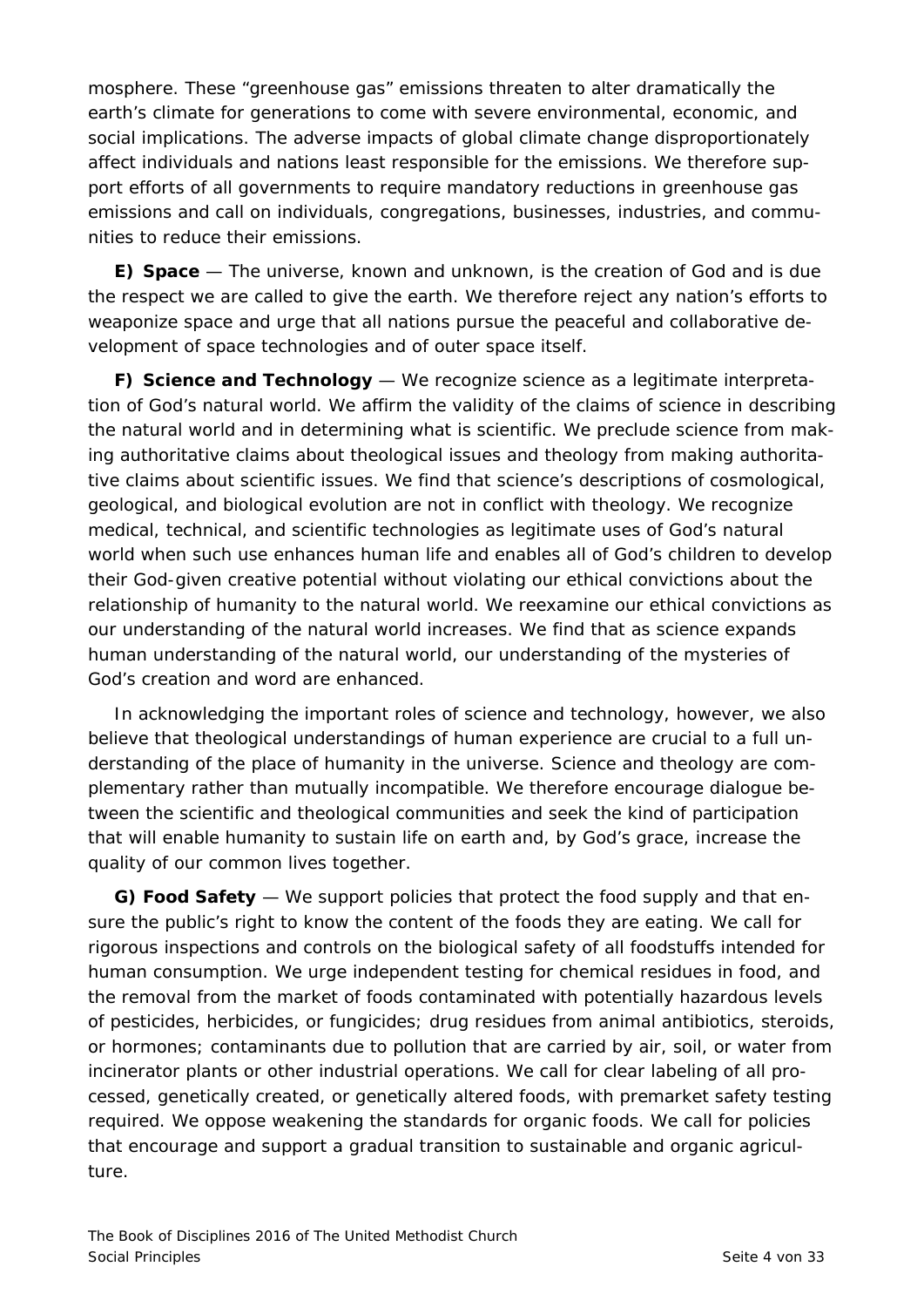mosphere. These “greenhouse gas” emissions threaten to alter dramatically the earth’s climate for generations to come with severe environmental, economic, and social implications. The adverse impacts of global climate change disproportionately affect individuals and nations least responsible for the emissions. We therefore support efforts of all governments to require mandatory reductions in greenhouse gas emissions and call on individuals, congregations, businesses, industries, and communities to reduce their emissions.

**E) Space** — The universe, known and unknown, is the creation of God and is due the respect we are called to give the earth. We therefore reject any nation’s efforts to weaponize space and urge that all nations pursue the peaceful and collaborative development of space technologies and of outer space itself.

**F) Science and Technology** — We recognize science as a legitimate interpretation of God’s natural world. We affirm the validity of the claims of science in describing the natural world and in determining what is scientific. We preclude science from making authoritative claims about theological issues and theology from making authoritative claims about scientific issues. We find that science’s descriptions of cosmological, geological, and biological evolution are not in conflict with theology. We recognize medical, technical, and scientific technologies as legitimate uses of God’s natural world when such use enhances human life and enables all of God’s children to develop their God-given creative potential without violating our ethical convictions about the relationship of humanity to the natural world. We reexamine our ethical convictions as our understanding of the natural world increases. We find that as science expands human understanding of the natural world, our understanding of the mysteries of God’s creation and word are enhanced.

In acknowledging the important roles of science and technology, however, we also believe that theological understandings of human experience are crucial to a full understanding of the place of humanity in the universe. Science and theology are complementary rather than mutually incompatible. We therefore encourage dialogue between the scientific and theological communities and seek the kind of participation that will enable humanity to sustain life on earth and, by God’s grace, increase the quality of our common lives together.

**G) Food Safety** — We support policies that protect the food supply and that ensure the public’s right to know the content of the foods they are eating. We call for rigorous inspections and controls on the biological safety of all foodstuffs intended for human consumption. We urge independent testing for chemical residues in food, and the removal from the market of foods contaminated with potentially hazardous levels of pesticides, herbicides, or fungicides; drug residues from animal antibiotics, steroids, or hormones; contaminants due to pollution that are carried by air, soil, or water from incinerator plants or other industrial operations. We call for clear labeling of all processed, genetically created, or genetically altered foods, with premarket safety testing required. We oppose weakening the standards for organic foods. We call for policies that encourage and support a gradual transition to sustainable and organic agriculture.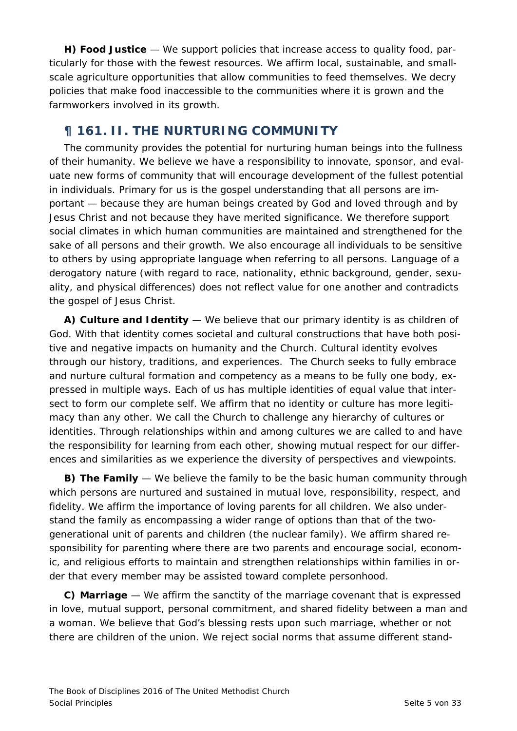**H) Food Justice** — We support policies that increase access to quality food, particularly for those with the fewest resources. We affirm local, sustainable, and small-scale agriculture opportunities that allow communities to feed themselves. We decry policies that make food inaccessible to the communities where it is grown and the farmworkers involved in its growth.

## ¶ 161. II. THE NURTURING COMMUNITY

The community provides the potential for nurturing human beings into the fullness of their humanity. We believe we have a responsibility to innovate, sponsor, and evaluate new forms of community that will encourage development of the fullest potential in individuals. Primary for us is the gospel understanding that all persons are important — because they are human beings created by God and loved through and by Jesus Christ and not because they have merited significance. We therefore support social climates in which human communities are maintained and strengthened for the sake of all persons and their growth. We also encourage all individuals to be sensitive to others by using appropriate language when referring to all persons. Language of a derogatory nature (with regard to race, nationality, ethnic background, gender, sexuality, and physical differences) does not reflect value for one another and contradicts the gospel of Jesus Christ.

**A) Culture and Identity** — We believe that our primary identity is as children of God. With that identity comes societal and cultural constructions that have both positive and negative impacts on humanity and the Church. Cultural identity evolves through our history, traditions, and experiences. The Church seeks to fully embrace and nurture cultural formation and competency as a means to be fully one body, expressed in multiple ways. Each of us has multiple identities of equal value that intersect to form our complete self. We affirm that no identity or culture has more legitimacy than any other. We call the Church to challenge any hierarchy of cultures or identities. Through relationships within and among cultures we are called to and have the responsibility for learning from each other, showing mutual respect for our differences and similarities as we experience the diversity of perspectives and viewpoints.

**B) The Family** — We believe the family to be the basic human community through which persons are nurtured and sustained in mutual love, responsibility, respect, and fidelity. We affirm the importance of loving parents for all children. We also understand the family as encompassing a wider range of options than that of the two-generational unit of parents and children (the nuclear family). We affirm shared responsibility for parenting where there are two parents and encourage social, economic, and religious efforts to maintain and strengthen relationships within families in order that every member may be assisted toward complete personhood.

**C) Marriage** — We affirm the sanctity of the marriage covenant that is expressed in love, mutual support, personal commitment, and shared fidelity between a man and a woman. We believe that God's blessing rests upon such marriage, whether or not there are children of the union. We reject social norms that assume different stand-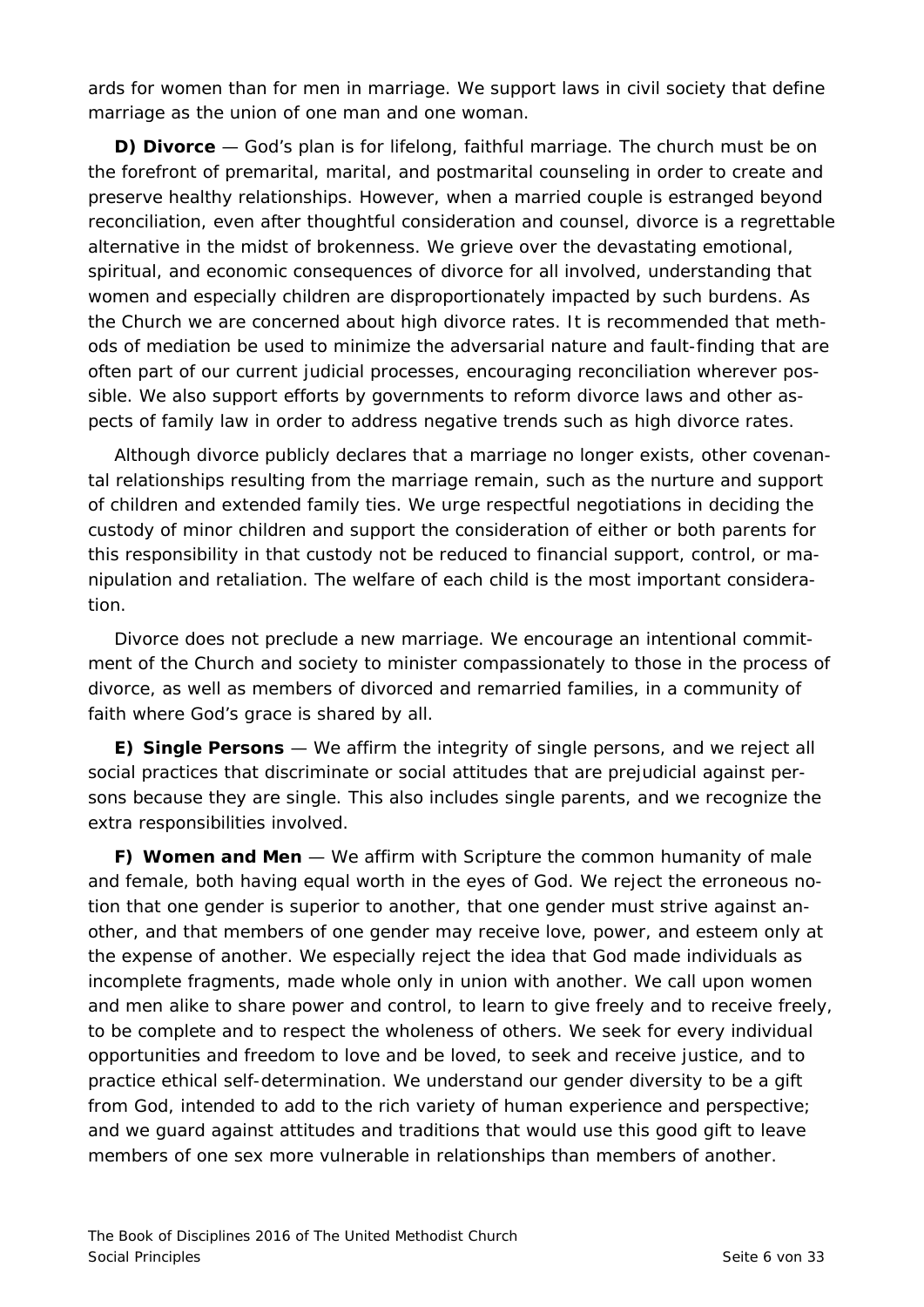ards for women than for men in marriage. We support laws in civil society that define marriage as the union of one man and one woman.

**D) Divorce** — God's plan is for lifelong, faithful marriage. The church must be on the forefront of premarital, marital, and postmarital counseling in order to create and preserve healthy relationships. However, when a married couple is estranged beyond reconciliation, even after thoughtful consideration and counsel, divorce is a regrettable alternative in the midst of brokenness. We grieve over the devastating emotional, spiritual, and economic consequences of divorce for all involved, understanding that women and especially children are disproportionately impacted by such burdens. As the Church we are concerned about high divorce rates. It is recommended that methods of mediation be used to minimize the adversarial nature and fault-finding that are often part of our current judicial processes, encouraging reconciliation wherever possible. We also support efforts by governments to reform divorce laws and other aspects of family law in order to address negative trends such as high divorce rates.

Although divorce publicly declares that a marriage no longer exists, other covenantal relationships resulting from the marriage remain, such as the nurture and support of children and extended family ties. We urge respectful negotiations in deciding the custody of minor children and support the consideration of either or both parents for this responsibility in that custody not be reduced to financial support, control, or manipulation and retaliation. The welfare of each child is the most important consideration.

Divorce does not preclude a new marriage. We encourage an intentional commitment of the Church and society to minister compassionately to those in the process of divorce, as well as members of divorced and remarried families, in a community of faith where God's grace is shared by all.

**E) Single Persons** — We affirm the integrity of single persons, and we reject all social practices that discriminate or social attitudes that are prejudicial against persons because they are single. This also includes single parents, and we recognize the extra responsibilities involved.

**F) Women and Men** — We affirm with Scripture the common humanity of male and female, both having equal worth in the eyes of God. We reject the erroneous notion that one gender is superior to another, that one gender must strive against another, and that members of one gender may receive love, power, and esteem only at the expense of another. We especially reject the idea that God made individuals as incomplete fragments, made whole only in union with another. We call upon women and men alike to share power and control, to learn to give freely and to receive freely, to be complete and to respect the wholeness of others. We seek for every individual opportunities and freedom to love and be loved, to seek and receive justice, and to practice ethical self-determination. We understand our gender diversity to be a gift from God, intended to add to the rich variety of human experience and perspective; and we guard against attitudes and traditions that would use this good gift to leave members of one sex more vulnerable in relationships than members of another.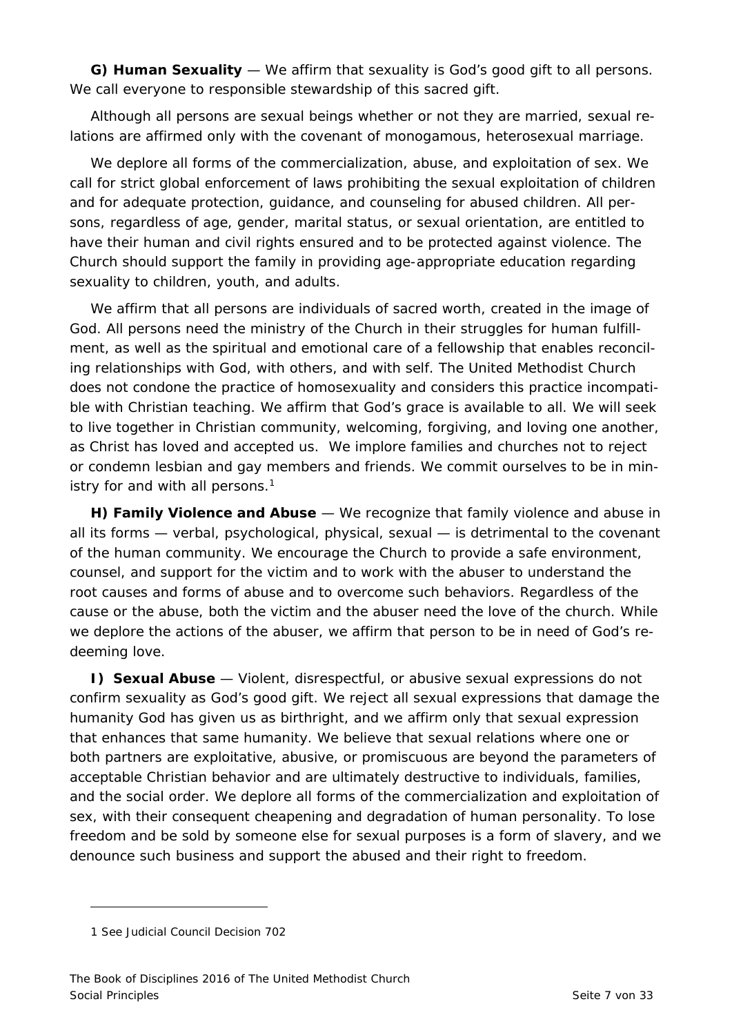**G) Human Sexuality** — We affirm that sexuality is God's good gift to all persons. We call everyone to responsible stewardship of this sacred gift.

Although all persons are sexual beings whether or not they are married, sexual relations are affirmed only with the covenant of monogamous, heterosexual marriage.

We deplore all forms of the commercialization, abuse, and exploitation of sex. We call for strict global enforcement of laws prohibiting the sexual exploitation of children and for adequate protection, guidance, and counseling for abused children. All persons, regardless of age, gender, marital status, or sexual orientation, are entitled to have their human and civil rights ensured and to be protected against violence. The Church should support the family in providing age-appropriate education regarding sexuality to children, youth, and adults.

We affirm that all persons are individuals of sacred worth, created in the image of God. All persons need the ministry of the Church in their struggles for human fulfillment, as well as the spiritual and emotional care of a fellowship that enables reconciling relationships with God, with others, and with self. The United Methodist Church does not condone the practice of homosexuality and considers this practice incompatible with Christian teaching. We affirm that God's grace is available to all. We will seek to live together in Christian community, welcoming, forgiving, and loving one another, as Christ has loved and accepted us. We implore families and churches not to reject or condemn lesbian and gay members and friends. We commit ourselves to be in ministry for and with all persons.[1]

**H) Family Violence and Abuse** — We recognize that family violence and abuse in all its forms — verbal, psychological, physical, sexual — is detrimental to the covenant of the human community. We encourage the Church to provide a safe environment, counsel, and support for the victim and to work with the abuser to understand the root causes and forms of abuse and to overcome such behaviors. Regardless of the cause or the abuse, both the victim and the abuser need the love of the church. While we deplore the actions of the abuser, we affirm that person to be in need of God's redeeming love.

**I) Sexual Abuse** — Violent, disrespectful, or abusive sexual expressions do not confirm sexuality as God's good gift. We reject all sexual expressions that damage the humanity God has given us as birthright, and we affirm only that sexual expression that enhances that same humanity. We believe that sexual relations where one or both partners are exploitative, abusive, or promiscuous are beyond the parameters of acceptable Christian behavior and are ultimately destructive to individuals, families, and the social order. We deplore all forms of the commercialization and exploitation of sex, with their consequent cheapening and degradation of human personality. To lose freedom and be sold by someone else for sexual purposes is a form of slavery, and we denounce such business and support the abused and their right to freedom.

---

1 See Judicial Council Decision 702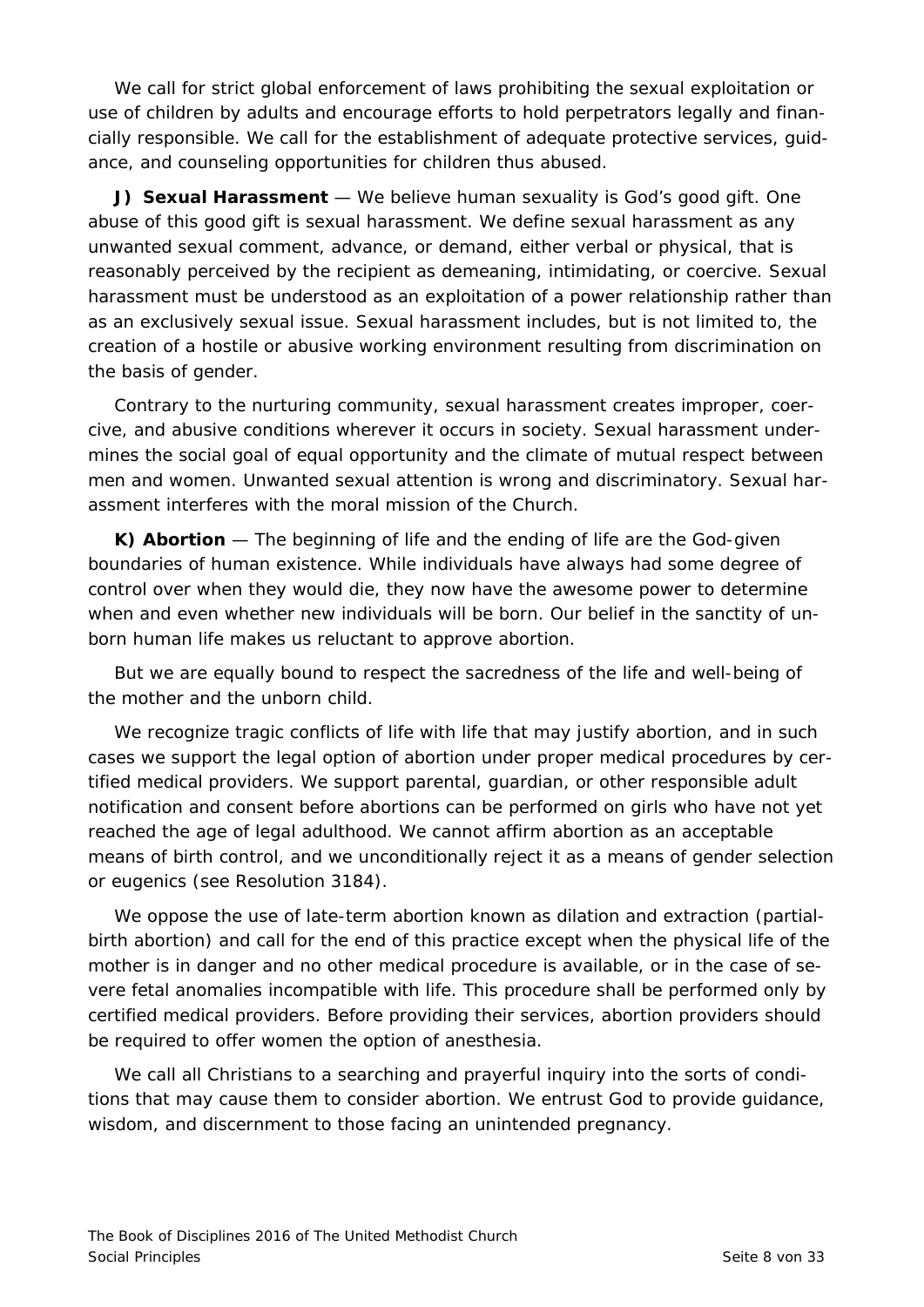We call for strict global enforcement of laws prohibiting the sexual exploitation or use of children by adults and encourage efforts to hold perpetrators legally and financially responsible. We call for the establishment of adequate protective services, guidance, and counseling opportunities for children thus abused.

**J) Sexual Harassment** — We believe human sexuality is God's good gift. One abuse of this good gift is sexual harassment. We define sexual harassment as any unwanted sexual comment, advance, or demand, either verbal or physical, that is reasonably perceived by the recipient as demeaning, intimidating, or coercive. Sexual harassment must be understood as an exploitation of a power relationship rather than as an exclusively sexual issue. Sexual harassment includes, but is not limited to, the creation of a hostile or abusive working environment resulting from discrimination on the basis of gender.

Contrary to the nurturing community, sexual harassment creates improper, coercive, and abusive conditions wherever it occurs in society. Sexual harassment undermines the social goal of equal opportunity and the climate of mutual respect between men and women. Unwanted sexual attention is wrong and discriminatory. Sexual harassment interferes with the moral mission of the Church.

**K) Abortion** — The beginning of life and the ending of life are the God-given boundaries of human existence. While individuals have always had some degree of control over when they would die, they now have the awesome power to determine when and even whether new individuals will be born. Our belief in the sanctity of unborn human life makes us reluctant to approve abortion.

But we are equally bound to respect the sacredness of the life and well-being of the mother and the unborn child.

We recognize tragic conflicts of life with life that may justify abortion, and in such cases we support the legal option of abortion under proper medical procedures by certified medical providers. We support parental, guardian, or other responsible adult notification and consent before abortions can be performed on girls who have not yet reached the age of legal adulthood. We cannot affirm abortion as an acceptable means of birth control, and we unconditionally reject it as a means of gender selection or eugenics (see Resolution 3184).

We oppose the use of late-term abortion known as dilation and extraction (partial-birth abortion) and call for the end of this practice except when the physical life of the mother is in danger and no other medical procedure is available, or in the case of severe fetal anomalies incompatible with life. This procedure shall be performed only by certified medical providers. Before providing their services, abortion providers should be required to offer women the option of anesthesia.

We call all Christians to a searching and prayerful inquiry into the sorts of conditions that may cause them to consider abortion. We entrust God to provide guidance, wisdom, and discernment to those facing an unintended pregnancy.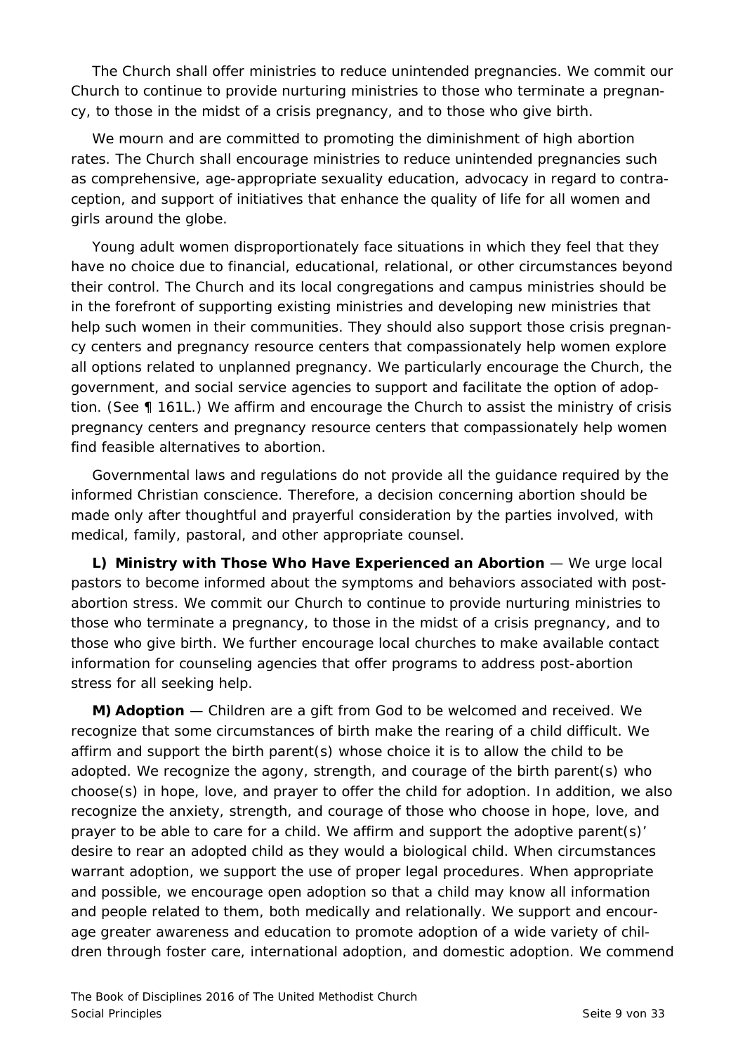The Church shall offer ministries to reduce unintended pregnancies. We commit our Church to continue to provide nurturing ministries to those who terminate a pregnancy, to those in the midst of a crisis pregnancy, and to those who give birth.

We mourn and are committed to promoting the diminishment of high abortion rates. The Church shall encourage ministries to reduce unintended pregnancies such as comprehensive, age-appropriate sexuality education, advocacy in regard to contraception, and support of initiatives that enhance the quality of life for all women and girls around the globe.

Young adult women disproportionately face situations in which they feel that they have no choice due to financial, educational, relational, or other circumstances beyond their control. The Church and its local congregations and campus ministries should be in the forefront of supporting existing ministries and developing new ministries that help such women in their communities. They should also support those crisis pregnancy centers and pregnancy resource centers that compassionately help women explore all options related to unplanned pregnancy. We particularly encourage the Church, the government, and social service agencies to support and facilitate the option of adoption. (See ¶ 161L.) We affirm and encourage the Church to assist the ministry of crisis pregnancy centers and pregnancy resource centers that compassionately help women find feasible alternatives to abortion.

Governmental laws and regulations do not provide all the guidance required by the informed Christian conscience. Therefore, a decision concerning abortion should be made only after thoughtful and prayerful consideration by the parties involved, with medical, family, pastoral, and other appropriate counsel.

**L) Ministry with Those Who Have Experienced an Abortion** — We urge local pastors to become informed about the symptoms and behaviors associated with post-abortion stress. We commit our Church to continue to provide nurturing ministries to those who terminate a pregnancy, to those in the midst of a crisis pregnancy, and to those who give birth. We further encourage local churches to make available contact information for counseling agencies that offer programs to address post-abortion stress for all seeking help.

**M) Adoption** — Children are a gift from God to be welcomed and received. We recognize that some circumstances of birth make the rearing of a child difficult. We affirm and support the birth parent(s) whose choice it is to allow the child to be adopted. We recognize the agony, strength, and courage of the birth parent(s) who choose(s) in hope, love, and prayer to offer the child for adoption. In addition, we also recognize the anxiety, strength, and courage of those who choose in hope, love, and prayer to be able to care for a child. We affirm and support the adoptive parent(s)' desire to rear an adopted child as they would a biological child. When circumstances warrant adoption, we support the use of proper legal procedures. When appropriate and possible, we encourage open adoption so that a child may know all information and people related to them, both medically and relationally. We support and encourage greater awareness and education to promote adoption of a wide variety of children through foster care, international adoption, and domestic adoption. We commend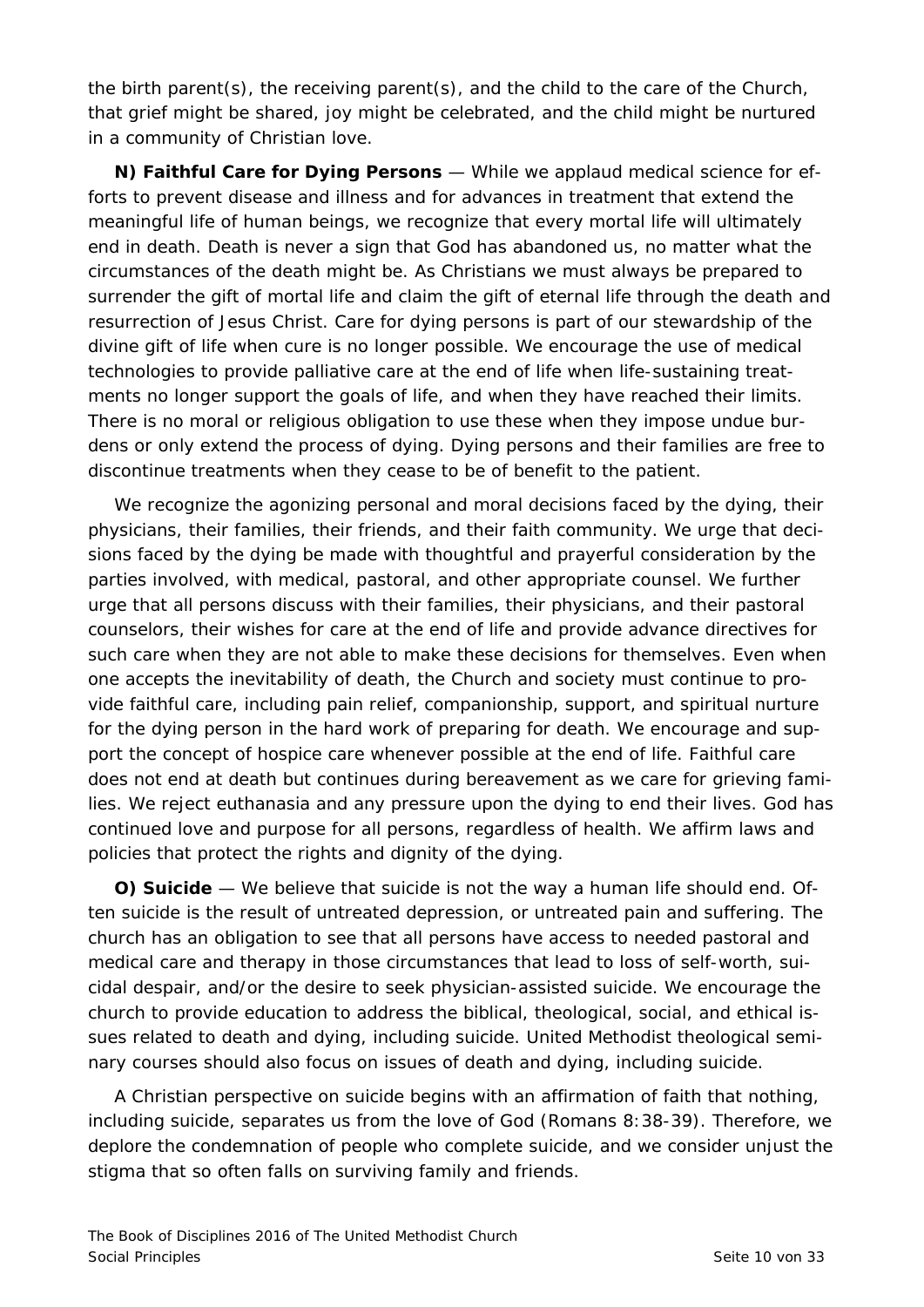the birth parent(s), the receiving parent(s), and the child to the care of the Church, that grief might be shared, joy might be celebrated, and the child might be nurtured in a community of Christian love.

**N) Faithful Care for Dying Persons** — While we applaud medical science for efforts to prevent disease and illness and for advances in treatment that extend the meaningful life of human beings, we recognize that every mortal life will ultimately end in death. Death is never a sign that God has abandoned us, no matter what the circumstances of the death might be. As Christians we must always be prepared to surrender the gift of mortal life and claim the gift of eternal life through the death and resurrection of Jesus Christ. Care for dying persons is part of our stewardship of the divine gift of life when cure is no longer possible. We encourage the use of medical technologies to provide palliative care at the end of life when life-sustaining treatments no longer support the goals of life, and when they have reached their limits. There is no moral or religious obligation to use these when they impose undue burdens or only extend the process of dying. Dying persons and their families are free to discontinue treatments when they cease to be of benefit to the patient.

We recognize the agonizing personal and moral decisions faced by the dying, their physicians, their families, their friends, and their faith community. We urge that decisions faced by the dying be made with thoughtful and prayerful consideration by the parties involved, with medical, pastoral, and other appropriate counsel. We further urge that all persons discuss with their families, their physicians, and their pastoral counselors, their wishes for care at the end of life and provide advance directives for such care when they are not able to make these decisions for themselves. Even when one accepts the inevitability of death, the Church and society must continue to provide faithful care, including pain relief, companionship, support, and spiritual nurture for the dying person in the hard work of preparing for death. We encourage and support the concept of hospice care whenever possible at the end of life. Faithful care does not end at death but continues during bereavement as we care for grieving families. We reject euthanasia and any pressure upon the dying to end their lives. God has continued love and purpose for all persons, regardless of health. We affirm laws and policies that protect the rights and dignity of the dying.

**O) Suicide** — We believe that suicide is not the way a human life should end. Often suicide is the result of untreated depression, or untreated pain and suffering. The church has an obligation to see that all persons have access to needed pastoral and medical care and therapy in those circumstances that lead to loss of self-worth, suicidal despair, and/or the desire to seek physician-assisted suicide. We encourage the church to provide education to address the biblical, theological, social, and ethical issues related to death and dying, including suicide. United Methodist theological seminary courses should also focus on issues of death and dying, including suicide.

A Christian perspective on suicide begins with an affirmation of faith that nothing, including suicide, separates us from the love of God (Romans 8:38-39). Therefore, we deplore the condemnation of people who complete suicide, and we consider unjust the stigma that so often falls on surviving family and friends.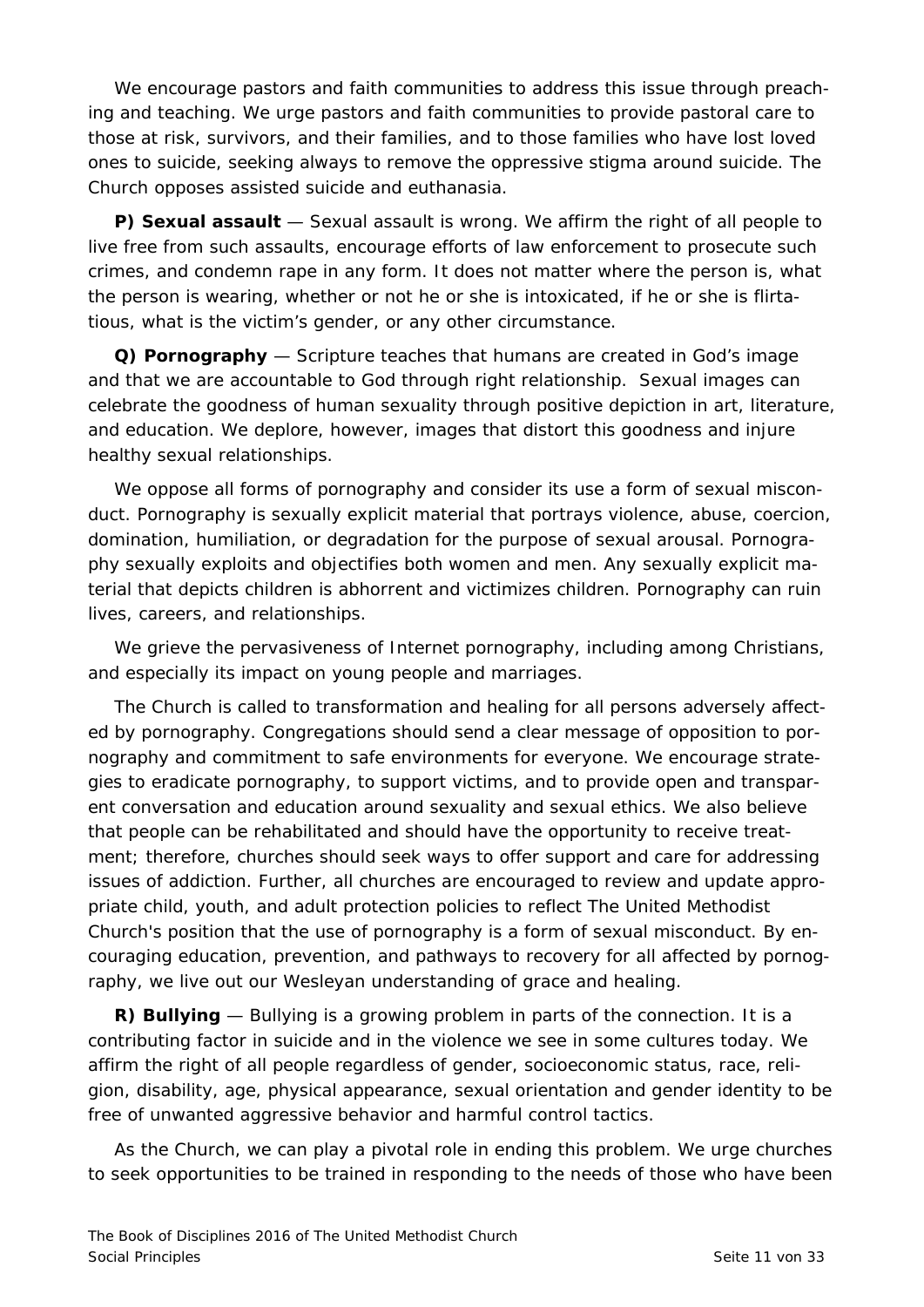We encourage pastors and faith communities to address this issue through preaching and teaching. We urge pastors and faith communities to provide pastoral care to those at risk, survivors, and their families, and to those families who have lost loved ones to suicide, seeking always to remove the oppressive stigma around suicide. The Church opposes assisted suicide and euthanasia.

***P) Sexual assault*** — Sexual assault is wrong. We affirm the right of all people to live free from such assaults, encourage efforts of law enforcement to prosecute such crimes, and condemn rape in any form. It does not matter where the person is, what the person is wearing, whether or not he or she is intoxicated, if he or she is flirtatious, what is the victim's gender, or any other circumstance.

***Q) Pornography*** — Scripture teaches that humans are created in God's image and that we are accountable to God through right relationship. Sexual images can celebrate the goodness of human sexuality through positive depiction in art, literature, and education. We deplore, however, images that distort this goodness and injure healthy sexual relationships.

We oppose all forms of pornography and consider its use a form of sexual misconduct. Pornography is sexually explicit material that portrays violence, abuse, coercion, domination, humiliation, or degradation for the purpose of sexual arousal. Pornography sexually exploits and objectifies both women and men. Any sexually explicit material that depicts children is abhorrent and victimizes children. Pornography can ruin lives, careers, and relationships.

We grieve the pervasiveness of Internet pornography, including among Christians, and especially its impact on young people and marriages.

The Church is called to transformation and healing for all persons adversely affected by pornography. Congregations should send a clear message of opposition to pornography and commitment to safe environments for everyone. We encourage strategies to eradicate pornography, to support victims, and to provide open and transparent conversation and education around sexuality and sexual ethics. We also believe that people can be rehabilitated and should have the opportunity to receive treatment; therefore, churches should seek ways to offer support and care for addressing issues of addiction. Further, all churches are encouraged to review and update appropriate child, youth, and adult protection policies to reflect The United Methodist Church's position that the use of pornography is a form of sexual misconduct. By encouraging education, prevention, and pathways to recovery for all affected by pornography, we live out our Wesleyan understanding of grace and healing.

***R) Bullying*** — Bullying is a growing problem in parts of the connection. It is a contributing factor in suicide and in the violence we see in some cultures today. We affirm the right of all people regardless of gender, socioeconomic status, race, religion, disability, age, physical appearance, sexual orientation and gender identity to be free of unwanted aggressive behavior and harmful control tactics.

As the Church, we can play a pivotal role in ending this problem. We urge churches to seek opportunities to be trained in responding to the needs of those who have been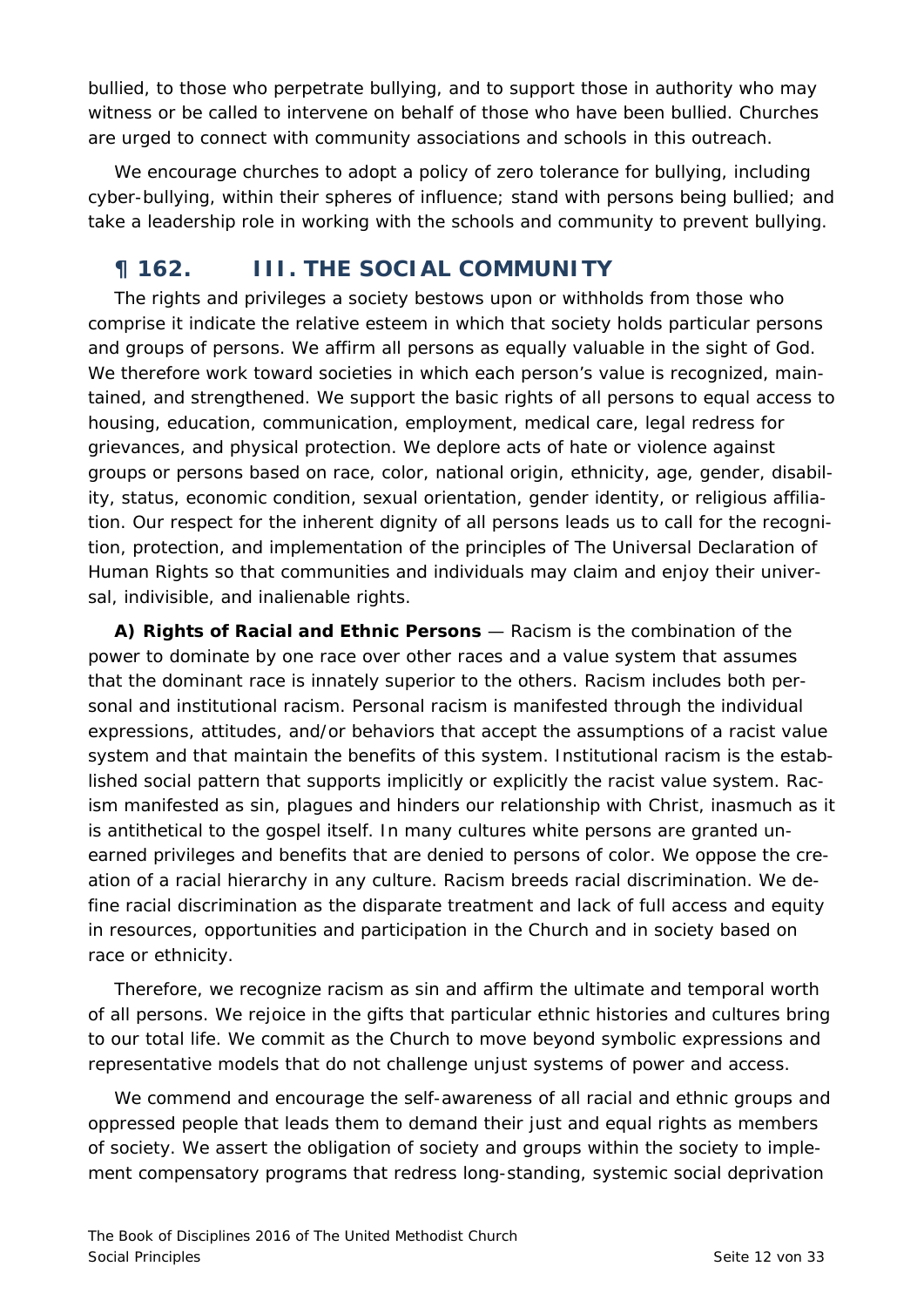bullied, to those who perpetrate bullying, and to support those in authority who may witness or be called to intervene on behalf of those who have been bullied. Churches are urged to connect with community associations and schools in this outreach.

We encourage churches to adopt a policy of zero tolerance for bullying, including cyber-bullying, within their spheres of influence; stand with persons being bullied; and take a leadership role in working with the schools and community to prevent bullying.

## ¶ 162. III. THE SOCIAL COMMUNITY

The rights and privileges a society bestows upon or withholds from those who comprise it indicate the relative esteem in which that society holds particular persons and groups of persons. We affirm all persons as equally valuable in the sight of God. We therefore work toward societies in which each person's value is recognized, maintained, and strengthened. We support the basic rights of all persons to equal access to housing, education, communication, employment, medical care, legal redress for grievances, and physical protection. We deplore acts of hate or violence against groups or persons based on race, color, national origin, ethnicity, age, gender, disability, status, economic condition, sexual orientation, gender identity, or religious affiliation. Our respect for the inherent dignity of all persons leads us to call for the recognition, protection, and implementation of the principles of The Universal Declaration of Human Rights so that communities and individuals may claim and enjoy their universal, indivisible, and inalienable rights.

**A) Rights of Racial and Ethnic Persons** — Racism is the combination of the power to dominate by one race over other races and a value system that assumes that the dominant race is innately superior to the others. Racism includes both personal and institutional racism. Personal racism is manifested through the individual expressions, attitudes, and/or behaviors that accept the assumptions of a racist value system and that maintain the benefits of this system. Institutional racism is the established social pattern that supports implicitly or explicitly the racist value system. Racism manifested as sin, plagues and hinders our relationship with Christ, inasmuch as it is antithetical to the gospel itself. In many cultures white persons are granted unearned privileges and benefits that are denied to persons of color. We oppose the creation of a racial hierarchy in any culture. Racism breeds racial discrimination. We define racial discrimination as the disparate treatment and lack of full access and equity in resources, opportunities and participation in the Church and in society based on race or ethnicity.

Therefore, we recognize racism as sin and affirm the ultimate and temporal worth of all persons. We rejoice in the gifts that particular ethnic histories and cultures bring to our total life. We commit as the Church to move beyond symbolic expressions and representative models that do not challenge unjust systems of power and access.

We commend and encourage the self-awareness of all racial and ethnic groups and oppressed people that leads them to demand their just and equal rights as members of society. We assert the obligation of society and groups within the society to implement compensatory programs that redress long-standing, systemic social deprivation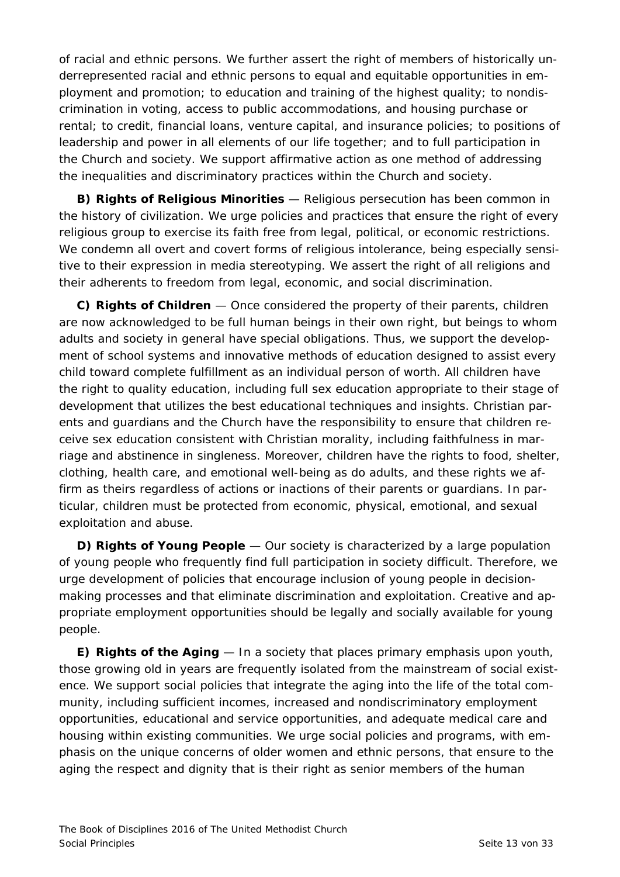of racial and ethnic persons. We further assert the right of members of historically underrepresented racial and ethnic persons to equal and equitable opportunities in employment and promotion; to education and training of the highest quality; to nondiscrimination in voting, access to public accommodations, and housing purchase or rental; to credit, financial loans, venture capital, and insurance policies; to positions of leadership and power in all elements of our life together; and to full participation in the Church and society. We support affirmative action as one method of addressing the inequalities and discriminatory practices within the Church and society.

**B) Rights of Religious Minorities** — Religious persecution has been common in the history of civilization. We urge policies and practices that ensure the right of every religious group to exercise its faith free from legal, political, or economic restrictions. We condemn all overt and covert forms of religious intolerance, being especially sensitive to their expression in media stereotyping. We assert the right of all religions and their adherents to freedom from legal, economic, and social discrimination.

**C) Rights of Children** — Once considered the property of their parents, children are now acknowledged to be full human beings in their own right, but beings to whom adults and society in general have special obligations. Thus, we support the development of school systems and innovative methods of education designed to assist every child toward complete fulfillment as an individual person of worth. All children have the right to quality education, including full sex education appropriate to their stage of development that utilizes the best educational techniques and insights. Christian parents and guardians and the Church have the responsibility to ensure that children receive sex education consistent with Christian morality, including faithfulness in marriage and abstinence in singleness. Moreover, children have the rights to food, shelter, clothing, health care, and emotional well-being as do adults, and these rights we affirm as theirs regardless of actions or inactions of their parents or guardians. In particular, children must be protected from economic, physical, emotional, and sexual exploitation and abuse.

**D) Rights of Young People** — Our society is characterized by a large population of young people who frequently find full participation in society difficult. Therefore, we urge development of policies that encourage inclusion of young people in decision-making processes and that eliminate discrimination and exploitation. Creative and appropriate employment opportunities should be legally and socially available for young people.

**E) Rights of the Aging** — In a society that places primary emphasis upon youth, those growing old in years are frequently isolated from the mainstream of social existence. We support social policies that integrate the aging into the life of the total community, including sufficient incomes, increased and nondiscriminatory employment opportunities, educational and service opportunities, and adequate medical care and housing within existing communities. We urge social policies and programs, with emphasis on the unique concerns of older women and ethnic persons, that ensure to the aging the respect and dignity that is their right as senior members of the human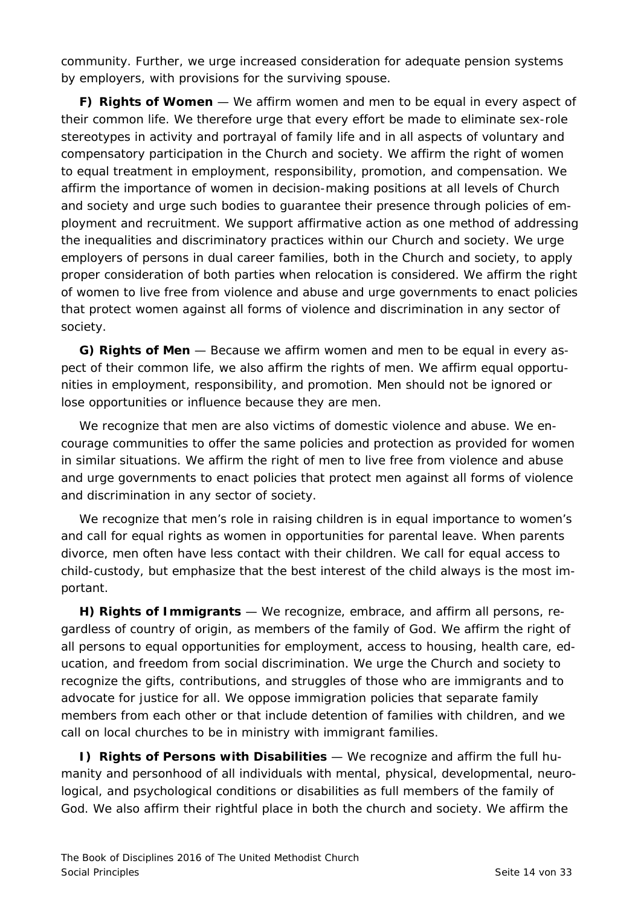community. Further, we urge increased consideration for adequate pension systems by employers, with provisions for the surviving spouse.

**F) Rights of Women** — We affirm women and men to be equal in every aspect of their common life. We therefore urge that every effort be made to eliminate sex-role stereotypes in activity and portrayal of family life and in all aspects of voluntary and compensatory participation in the Church and society. We affirm the right of women to equal treatment in employment, responsibility, promotion, and compensation. We affirm the importance of women in decision-making positions at all levels of Church and society and urge such bodies to guarantee their presence through policies of employment and recruitment. We support affirmative action as one method of addressing the inequalities and discriminatory practices within our Church and society. We urge employers of persons in dual career families, both in the Church and society, to apply proper consideration of both parties when relocation is considered. We affirm the right of women to live free from violence and abuse and urge governments to enact policies that protect women against all forms of violence and discrimination in any sector of society.

**G) Rights of Men** — Because we affirm women and men to be equal in every aspect of their common life, we also affirm the rights of men. We affirm equal opportunities in employment, responsibility, and promotion. Men should not be ignored or lose opportunities or influence because they are men.

We recognize that men are also victims of domestic violence and abuse. We encourage communities to offer the same policies and protection as provided for women in similar situations. We affirm the right of men to live free from violence and abuse and urge governments to enact policies that protect men against all forms of violence and discrimination in any sector of society.

We recognize that men's role in raising children is in equal importance to women's and call for equal rights as women in opportunities for parental leave. When parents divorce, men often have less contact with their children. We call for equal access to child-custody, but emphasize that the best interest of the child always is the most important.

**H) Rights of Immigrants** — We recognize, embrace, and affirm all persons, regardless of country of origin, as members of the family of God. We affirm the right of all persons to equal opportunities for employment, access to housing, health care, education, and freedom from social discrimination. We urge the Church and society to recognize the gifts, contributions, and struggles of those who are immigrants and to advocate for justice for all. We oppose immigration policies that separate family members from each other or that include detention of families with children, and we call on local churches to be in ministry with immigrant families.

**I) Rights of Persons with Disabilities** — We recognize and affirm the full humanity and personhood of all individuals with mental, physical, developmental, neurological, and psychological conditions or disabilities as full members of the family of God. We also affirm their rightful place in both the church and society. We affirm the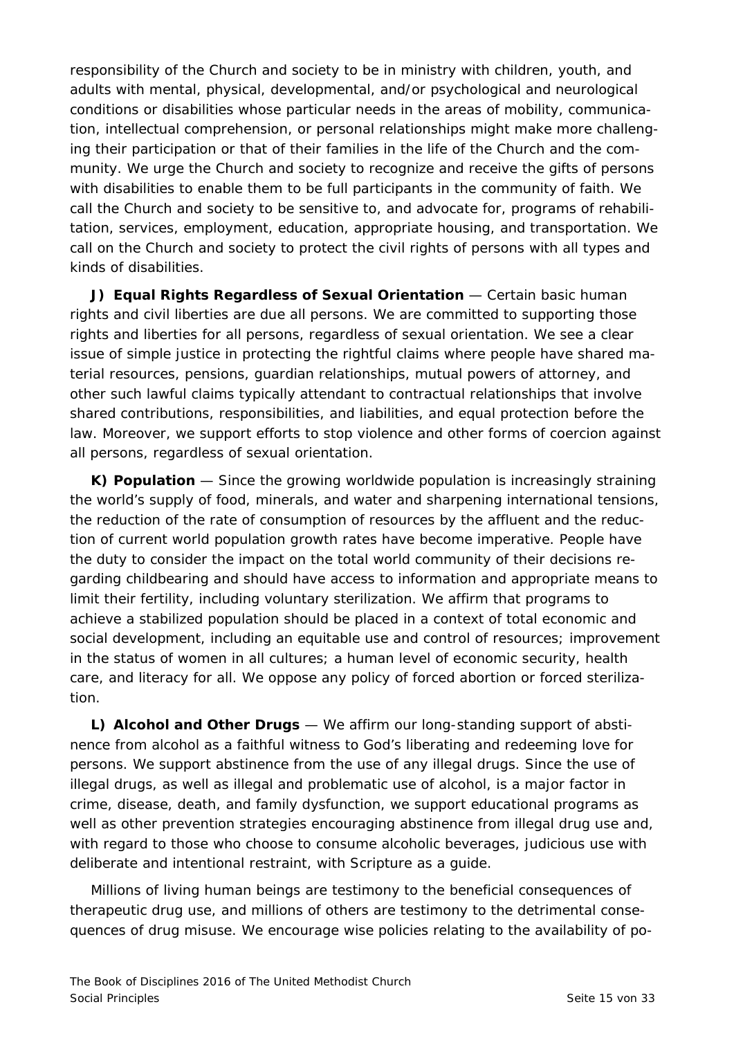responsibility of the Church and society to be in ministry with children, youth, and adults with mental, physical, developmental, and/or psychological and neurological conditions or disabilities whose particular needs in the areas of mobility, communication, intellectual comprehension, or personal relationships might make more challenging their participation or that of their families in the life of the Church and the community. We urge the Church and society to recognize and receive the gifts of persons with disabilities to enable them to be full participants in the community of faith. We call the Church and society to be sensitive to, and advocate for, programs of rehabilitation, services, employment, education, appropriate housing, and transportation. We call on the Church and society to protect the civil rights of persons with all types and kinds of disabilities.

**J) Equal Rights Regardless of Sexual Orientation** — Certain basic human rights and civil liberties are due all persons. We are committed to supporting those rights and liberties for all persons, regardless of sexual orientation. We see a clear issue of simple justice in protecting the rightful claims where people have shared material resources, pensions, guardian relationships, mutual powers of attorney, and other such lawful claims typically attendant to contractual relationships that involve shared contributions, responsibilities, and liabilities, and equal protection before the law. Moreover, we support efforts to stop violence and other forms of coercion against all persons, regardless of sexual orientation.

**K) Population** — Since the growing worldwide population is increasingly straining the world's supply of food, minerals, and water and sharpening international tensions, the reduction of the rate of consumption of resources by the affluent and the reduction of current world population growth rates have become imperative. People have the duty to consider the impact on the total world community of their decisions regarding childbearing and should have access to information and appropriate means to limit their fertility, including voluntary sterilization. We affirm that programs to achieve a stabilized population should be placed in a context of total economic and social development, including an equitable use and control of resources; improvement in the status of women in all cultures; a human level of economic security, health care, and literacy for all. We oppose any policy of forced abortion or forced sterilization.

**L) Alcohol and Other Drugs** — We affirm our long-standing support of abstinence from alcohol as a faithful witness to God's liberating and redeeming love for persons. We support abstinence from the use of any illegal drugs. Since the use of illegal drugs, as well as illegal and problematic use of alcohol, is a major factor in crime, disease, death, and family dysfunction, we support educational programs as well as other prevention strategies encouraging abstinence from illegal drug use and, with regard to those who choose to consume alcoholic beverages, judicious use with deliberate and intentional restraint, with Scripture as a guide.

Millions of living human beings are testimony to the beneficial consequences of therapeutic drug use, and millions of others are testimony to the detrimental consequences of drug misuse. We encourage wise policies relating to the availability of po-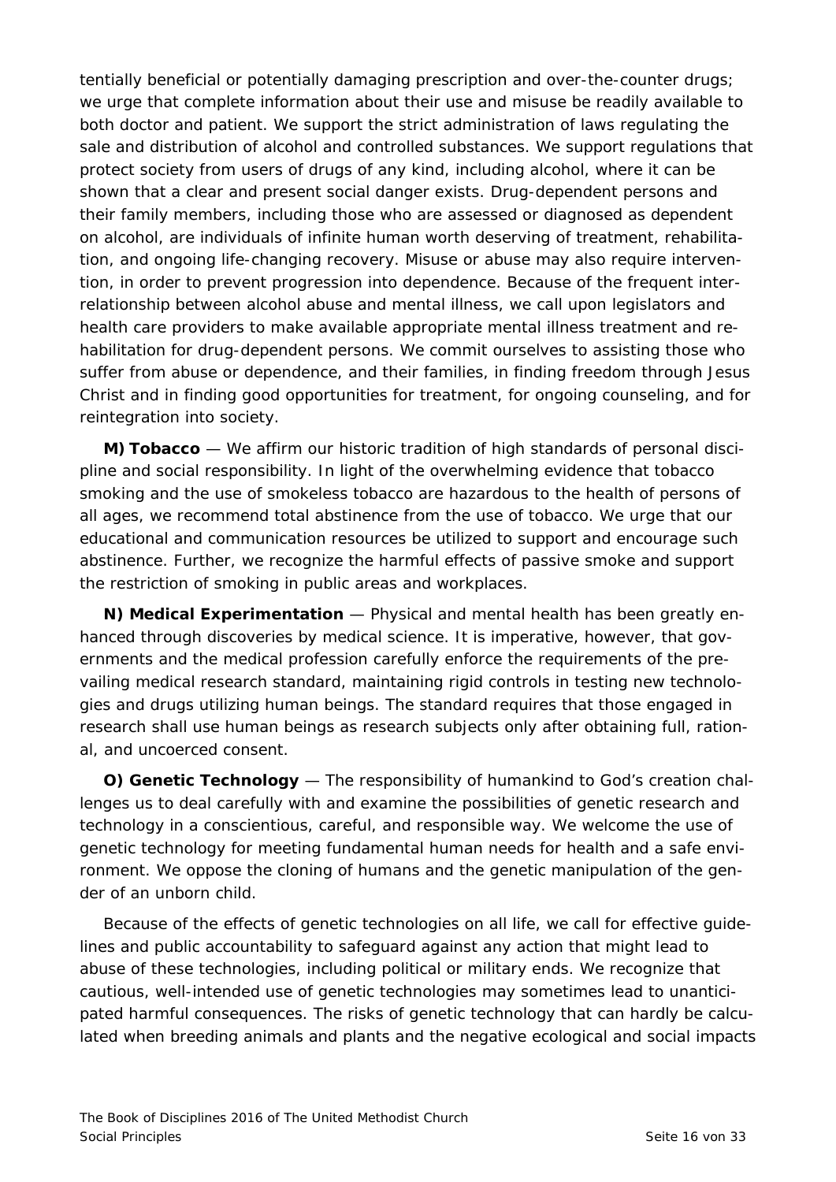tentially beneficial or potentially damaging prescription and over-the-counter drugs; we urge that complete information about their use and misuse be readily available to both doctor and patient. We support the strict administration of laws regulating the sale and distribution of alcohol and controlled substances. We support regulations that protect society from users of drugs of any kind, including alcohol, where it can be shown that a clear and present social danger exists. Drug-dependent persons and their family members, including those who are assessed or diagnosed as dependent on alcohol, are individuals of infinite human worth deserving of treatment, rehabilitation, and ongoing life-changing recovery. Misuse or abuse may also require intervention, in order to prevent progression into dependence. Because of the frequent interrelationship between alcohol abuse and mental illness, we call upon legislators and health care providers to make available appropriate mental illness treatment and rehabilitation for drug-dependent persons. We commit ourselves to assisting those who suffer from abuse or dependence, and their families, in finding freedom through Jesus Christ and in finding good opportunities for treatment, for ongoing counseling, and for reintegration into society.

**M) Tobacco** — We affirm our historic tradition of high standards of personal discipline and social responsibility. In light of the overwhelming evidence that tobacco smoking and the use of smokeless tobacco are hazardous to the health of persons of all ages, we recommend total abstinence from the use of tobacco. We urge that our educational and communication resources be utilized to support and encourage such abstinence. Further, we recognize the harmful effects of passive smoke and support the restriction of smoking in public areas and workplaces.

**N) Medical Experimentation** — Physical and mental health has been greatly enhanced through discoveries by medical science. It is imperative, however, that governments and the medical profession carefully enforce the requirements of the prevailing medical research standard, maintaining rigid controls in testing new technologies and drugs utilizing human beings. The standard requires that those engaged in research shall use human beings as research subjects only after obtaining full, rational, and uncoerced consent.

**O) Genetic Technology** — The responsibility of humankind to God's creation challenges us to deal carefully with and examine the possibilities of genetic research and technology in a conscientious, careful, and responsible way. We welcome the use of genetic technology for meeting fundamental human needs for health and a safe environment. We oppose the cloning of humans and the genetic manipulation of the gender of an unborn child.

Because of the effects of genetic technologies on all life, we call for effective guidelines and public accountability to safeguard against any action that might lead to abuse of these technologies, including political or military ends. We recognize that cautious, well-intended use of genetic technologies may sometimes lead to unanticipated harmful consequences. The risks of genetic technology that can hardly be calculated when breeding animals and plants and the negative ecological and social impacts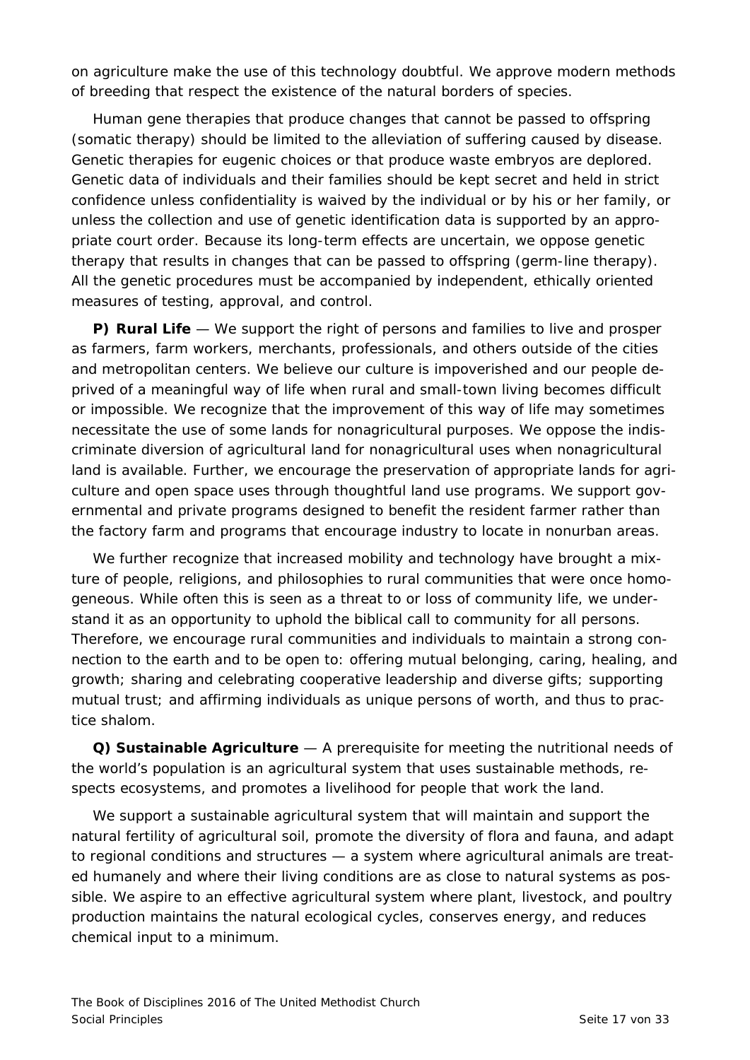on agriculture make the use of this technology doubtful. We approve modern methods of breeding that respect the existence of the natural borders of species.

Human gene therapies that produce changes that cannot be passed to offspring (somatic therapy) should be limited to the alleviation of suffering caused by disease. Genetic therapies for eugenic choices or that produce waste embryos are deplored. Genetic data of individuals and their families should be kept secret and held in strict confidence unless confidentiality is waived by the individual or by his or her family, or unless the collection and use of genetic identification data is supported by an appropriate court order. Because its long-term effects are uncertain, we oppose genetic therapy that results in changes that can be passed to offspring (germ-line therapy). All the genetic procedures must be accompanied by independent, ethically oriented measures of testing, approval, and control.

***P) Rural Life*** — *We support the right of persons and families to live and prosper as farmers, farm workers, merchants, professionals, and others outside of the cities and metropolitan centers. We believe our culture is impoverished and our people deprived of a meaningful way of life when rural and small-town living becomes difficult or impossible. We recognize that the improvement of this way of life may sometimes necessitate the use of some lands for nonagricultural purposes. We oppose the indiscriminate diversion of agricultural land for nonagricultural uses when nonagricultural land is available. Further, we encourage the preservation of appropriate lands for agriculture and open space uses through thoughtful land use programs. We support governmental and private programs designed to benefit the resident farmer rather than the factory farm and programs that encourage industry to locate in nonurban areas.*

*We further recognize that increased mobility and technology have brought a mixture of people, religions, and philosophies to rural communities that were once homogeneous. While often this is seen as a threat to or loss of community life, we understand it as an opportunity to uphold the biblical call to community for all persons. Therefore, we encourage rural communities and individuals to maintain a strong connection to the earth and to be open to: offering mutual belonging, caring, healing, and growth; sharing and celebrating cooperative leadership and diverse gifts; supporting mutual trust; and affirming individuals as unique persons of worth, and thus to practice shalom.*

***Q) Sustainable Agriculture*** — *A prerequisite for meeting the nutritional needs of the world's population is an agricultural system that uses sustainable methods, respects ecosystems, and promotes a livelihood for people that work the land.*

*We support a sustainable agricultural system that will maintain and support the natural fertility of agricultural soil, promote the diversity of flora and fauna, and adapt to regional conditions and structures — a system where agricultural animals are treated humanely and where their living conditions are as close to natural systems as possible. We aspire to an effective agricultural system where plant, livestock, and poultry production maintains the natural ecological cycles, conserves energy, and reduces chemical input to a minimum.*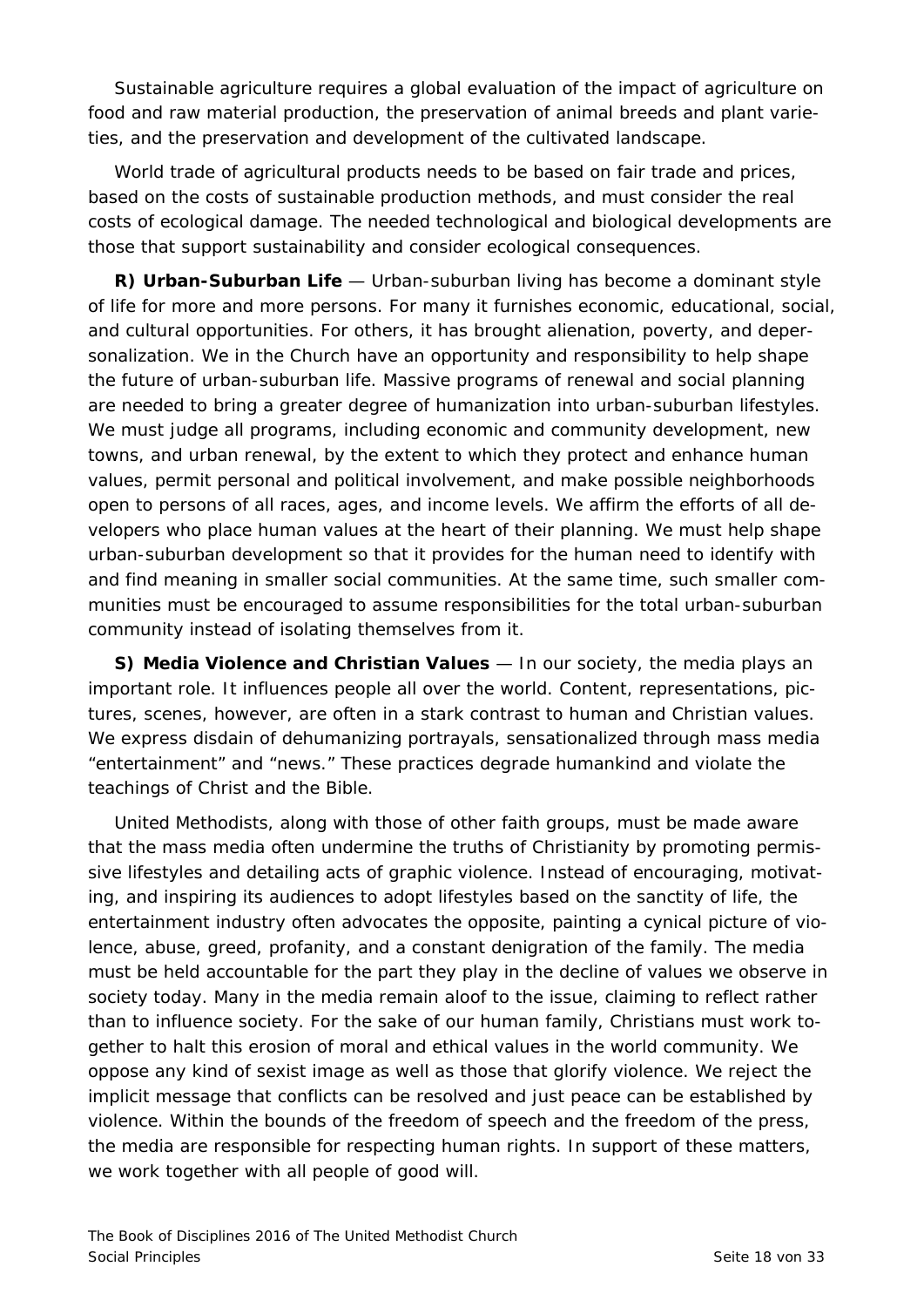Sustainable agriculture requires a global evaluation of the impact of agriculture on food and raw material production, the preservation of animal breeds and plant varieties, and the preservation and development of the cultivated landscape.

World trade of agricultural products needs to be based on fair trade and prices, based on the costs of sustainable production methods, and must consider the real costs of ecological damage. The needed technological and biological developments are those that support sustainability and consider ecological consequences.

**R) Urban-Suburban Life** — Urban-suburban living has become a dominant style of life for more and more persons. For many it furnishes economic, educational, social, and cultural opportunities. For others, it has brought alienation, poverty, and depersonalization. We in the Church have an opportunity and responsibility to help shape the future of urban-suburban life. Massive programs of renewal and social planning are needed to bring a greater degree of humanization into urban-suburban lifestyles. We must judge all programs, including economic and community development, new towns, and urban renewal, by the extent to which they protect and enhance human values, permit personal and political involvement, and make possible neighborhoods open to persons of all races, ages, and income levels. We affirm the efforts of all developers who place human values at the heart of their planning. We must help shape urban-suburban development so that it provides for the human need to identify with and find meaning in smaller social communities. At the same time, such smaller communities must be encouraged to assume responsibilities for the total urban-suburban community instead of isolating themselves from it.

**S) Media Violence and Christian Values** — In our society, the media plays an important role. It influences people all over the world. Content, representations, pictures, scenes, however, are often in a stark contrast to human and Christian values. We express disdain of dehumanizing portrayals, sensationalized through mass media "entertainment" and "news." These practices degrade humankind and violate the teachings of Christ and the Bible.

United Methodists, along with those of other faith groups, must be made aware that the mass media often undermine the truths of Christianity by promoting permissive lifestyles and detailing acts of graphic violence. Instead of encouraging, motivating, and inspiring its audiences to adopt lifestyles based on the sanctity of life, the entertainment industry often advocates the opposite, painting a cynical picture of violence, abuse, greed, profanity, and a constant denigration of the family. The media must be held accountable for the part they play in the decline of values we observe in society today. Many in the media remain aloof to the issue, claiming to reflect rather than to influence society. For the sake of our human family, Christians must work together to halt this erosion of moral and ethical values in the world community. We oppose any kind of sexist image as well as those that glorify violence. We reject the implicit message that conflicts can be resolved and just peace can be established by violence. Within the bounds of the freedom of speech and the freedom of the press, the media are responsible for respecting human rights. In support of these matters, we work together with all people of good will.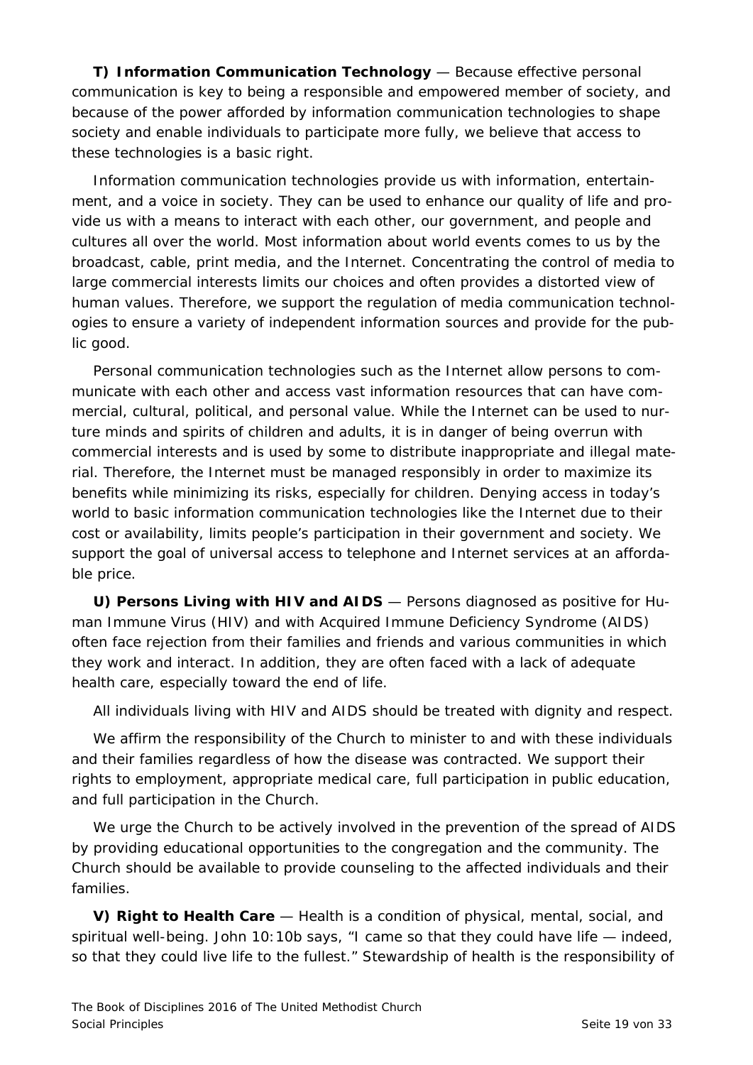**T) Information Communication Technology** — Because effective personal communication is key to being a responsible and empowered member of society, and because of the power afforded by information communication technologies to shape society and enable individuals to participate more fully, we believe that access to these technologies is a basic right.

Information communication technologies provide us with information, entertainment, and a voice in society. They can be used to enhance our quality of life and provide us with a means to interact with each other, our government, and people and cultures all over the world. Most information about world events comes to us by the broadcast, cable, print media, and the Internet. Concentrating the control of media to large commercial interests limits our choices and often provides a distorted view of human values. Therefore, we support the regulation of media communication technologies to ensure a variety of independent information sources and provide for the public good.

Personal communication technologies such as the Internet allow persons to communicate with each other and access vast information resources that can have commercial, cultural, political, and personal value. While the Internet can be used to nurture minds and spirits of children and adults, it is in danger of being overrun with commercial interests and is used by some to distribute inappropriate and illegal material. Therefore, the Internet must be managed responsibly in order to maximize its benefits while minimizing its risks, especially for children. Denying access in today's world to basic information communication technologies like the Internet due to their cost or availability, limits people's participation in their government and society. We support the goal of universal access to telephone and Internet services at an affordable price.

**U) Persons Living with HIV and AIDS** — Persons diagnosed as positive for Human Immune Virus (HIV) and with Acquired Immune Deficiency Syndrome (AIDS) often face rejection from their families and friends and various communities in which they work and interact. In addition, they are often faced with a lack of adequate health care, especially toward the end of life.

All individuals living with HIV and AIDS should be treated with dignity and respect.

We affirm the responsibility of the Church to minister to and with these individuals and their families regardless of how the disease was contracted. We support their rights to employment, appropriate medical care, full participation in public education, and full participation in the Church.

We urge the Church to be actively involved in the prevention of the spread of AIDS by providing educational opportunities to the congregation and the community. The Church should be available to provide counseling to the affected individuals and their families.

**V) Right to Health Care** — Health is a condition of physical, mental, social, and spiritual well-being. John 10:10b says, "I came so that they could have life — indeed, so that they could live life to the fullest." Stewardship of health is the responsibility of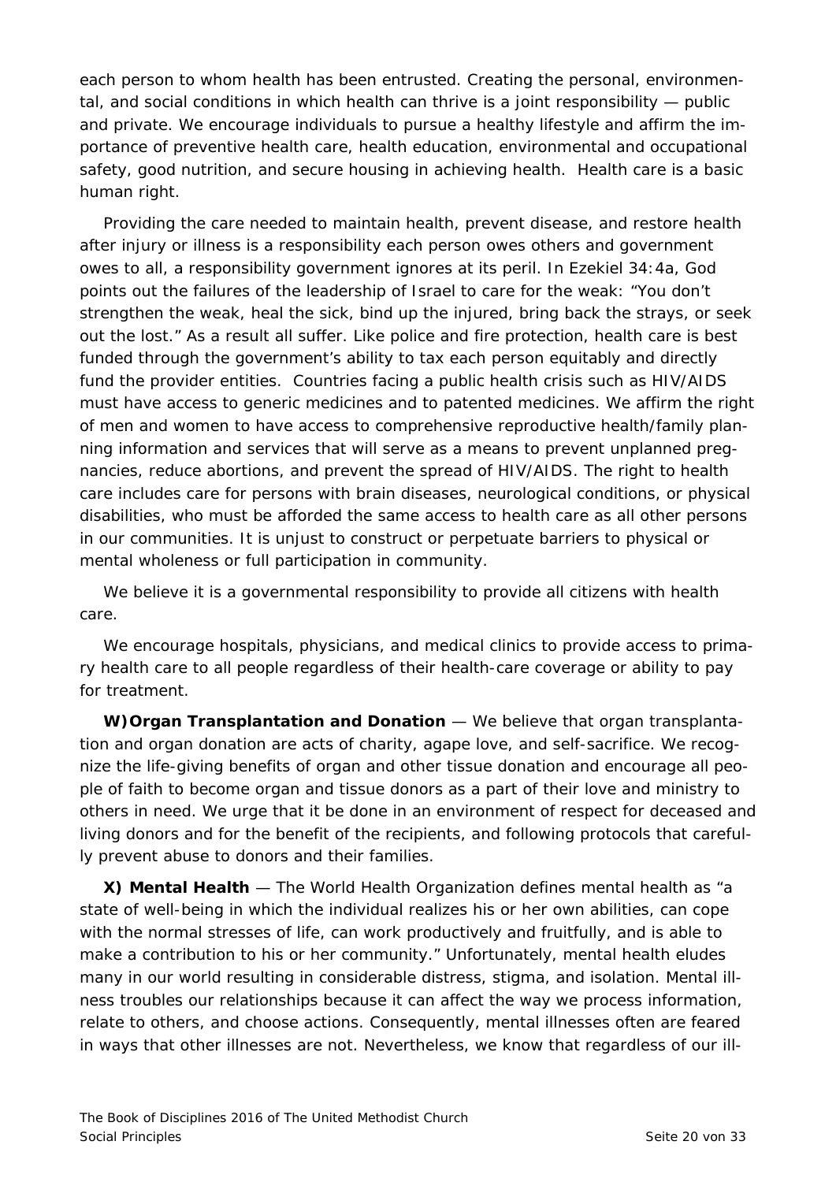each person to whom health has been entrusted. Creating the personal, environmental, and social conditions in which health can thrive is a joint responsibility — public and private. We encourage individuals to pursue a healthy lifestyle and affirm the importance of preventive health care, health education, environmental and occupational safety, good nutrition, and secure housing in achieving health. Health care is a basic human right.

Providing the care needed to maintain health, prevent disease, and restore health after injury or illness is a responsibility each person owes others and government owes to all, a responsibility government ignores at its peril. In Ezekiel 34:4a, God points out the failures of the leadership of Israel to care for the weak: "You don't strengthen the weak, heal the sick, bind up the injured, bring back the strays, or seek out the lost." As a result all suffer. Like police and fire protection, health care is best funded through the government's ability to tax each person equitably and directly fund the provider entities. Countries facing a public health crisis such as HIV/AIDS must have access to generic medicines and to patented medicines. We affirm the right of men and women to have access to comprehensive reproductive health/family planning information and services that will serve as a means to prevent unplanned pregnancies, reduce abortions, and prevent the spread of HIV/AIDS. The right to health care includes care for persons with brain diseases, neurological conditions, or physical disabilities, who must be afforded the same access to health care as all other persons in our communities. It is unjust to construct or perpetuate barriers to physical or mental wholeness or full participation in community.

We believe it is a governmental responsibility to provide all citizens with health care.

We encourage hospitals, physicians, and medical clinics to provide access to primary health care to all people regardless of their health-care coverage or ability to pay for treatment.

**W) Organ Transplantation and Donation** — We believe that organ transplantation and organ donation are acts of charity, agape love, and self-sacrifice. We recognize the life-giving benefits of organ and other tissue donation and encourage all people of faith to become organ and tissue donors as a part of their love and ministry to others in need. We urge that it be done in an environment of respect for deceased and living donors and for the benefit of the recipients, and following protocols that carefully prevent abuse to donors and their families.

**X) Mental Health** — The World Health Organization defines mental health as "a state of well-being in which the individual realizes his or her own abilities, can cope with the normal stresses of life, can work productively and fruitfully, and is able to make a contribution to his or her community." Unfortunately, mental health eludes many in our world resulting in considerable distress, stigma, and isolation. Mental illness troubles our relationships because it can affect the way we process information, relate to others, and choose actions. Consequently, mental illnesses often are feared in ways that other illnesses are not. Nevertheless, we know that regardless of our ill-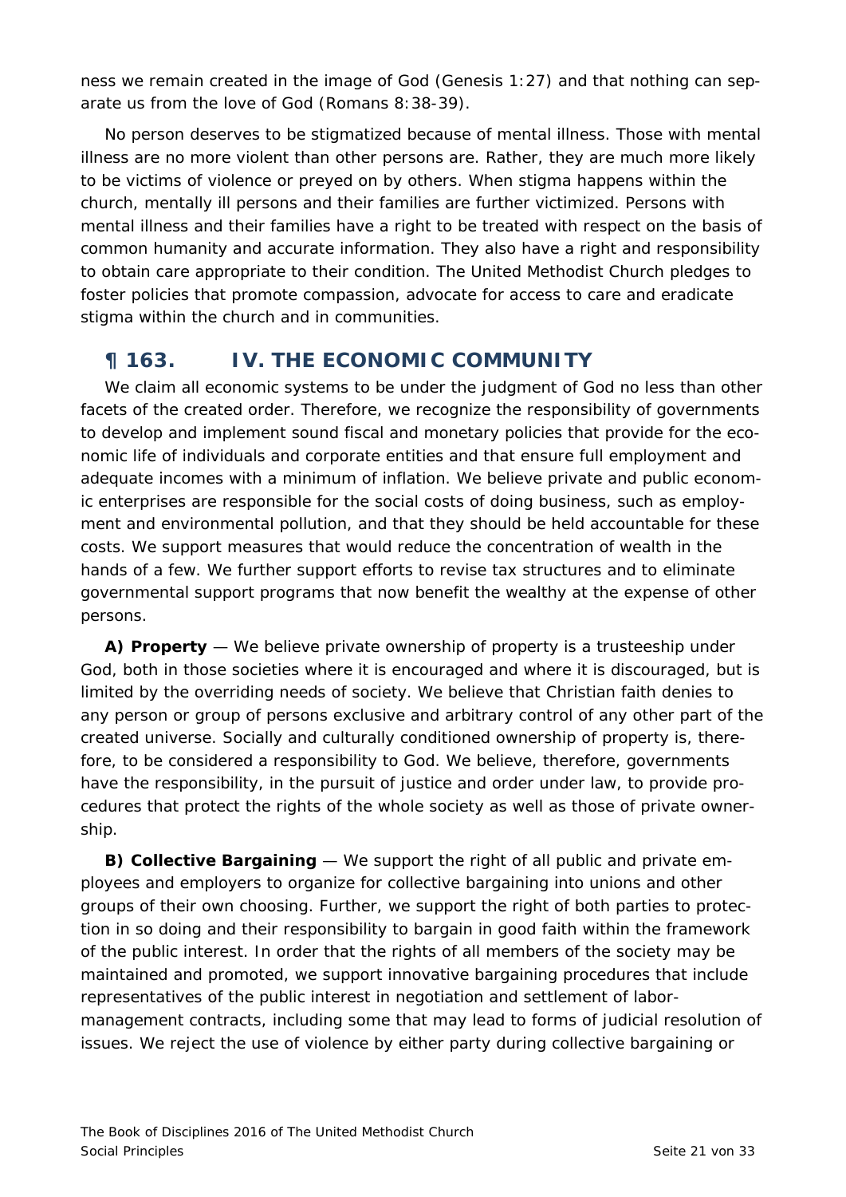ness we remain created in the image of God (Genesis 1:27) and that nothing can separate us from the love of God (Romans 8:38-39).

No person deserves to be stigmatized because of mental illness. Those with mental illness are no more violent than other persons are. Rather, they are much more likely to be victims of violence or preyed on by others. When stigma happens within the church, mentally ill persons and their families are further victimized. Persons with mental illness and their families have a right to be treated with respect on the basis of common humanity and accurate information. They also have a right and responsibility to obtain care appropriate to their condition. The United Methodist Church pledges to foster policies that promote compassion, advocate for access to care and eradicate stigma within the church and in communities.

## ¶ 163. IV. THE ECONOMIC COMMUNITY

We claim all economic systems to be under the judgment of God no less than other facets of the created order. Therefore, we recognize the responsibility of governments to develop and implement sound fiscal and monetary policies that provide for the economic life of individuals and corporate entities and that ensure full employment and adequate incomes with a minimum of inflation. We believe private and public economic enterprises are responsible for the social costs of doing business, such as employment and environmental pollution, and that they should be held accountable for these costs. We support measures that would reduce the concentration of wealth in the hands of a few. We further support efforts to revise tax structures and to eliminate governmental support programs that now benefit the wealthy at the expense of other persons.

**A) Property** — We believe private ownership of property is a trusteeship under God, both in those societies where it is encouraged and where it is discouraged, but is limited by the overriding needs of society. We believe that Christian faith denies to any person or group of persons exclusive and arbitrary control of any other part of the created universe. Socially and culturally conditioned ownership of property is, therefore, to be considered a responsibility to God. We believe, therefore, governments have the responsibility, in the pursuit of justice and order under law, to provide procedures that protect the rights of the whole society as well as those of private ownership.

**B) Collective Bargaining** — We support the right of all public and private employees and employers to organize for collective bargaining into unions and other groups of their own choosing. Further, we support the right of both parties to protection in so doing and their responsibility to bargain in good faith within the framework of the public interest. In order that the rights of all members of the society may be maintained and promoted, we support innovative bargaining procedures that include representatives of the public interest in negotiation and settlement of labor-management contracts, including some that may lead to forms of judicial resolution of issues. We reject the use of violence by either party during collective bargaining or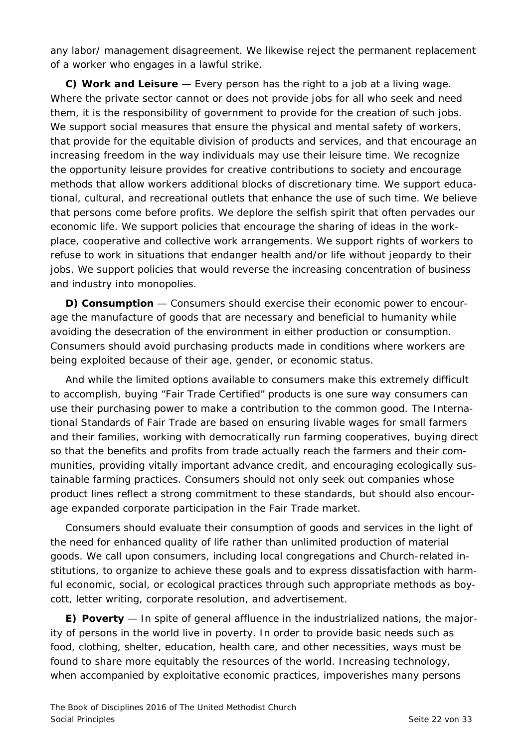any labor/ management disagreement. We likewise reject the permanent replacement of a worker who engages in a lawful strike.

**C) Work and Leisure** — Every person has the right to a job at a living wage. Where the private sector cannot or does not provide jobs for all who seek and need them, it is the responsibility of government to provide for the creation of such jobs. We support social measures that ensure the physical and mental safety of workers, that provide for the equitable division of products and services, and that encourage an increasing freedom in the way individuals may use their leisure time. We recognize the opportunity leisure provides for creative contributions to society and encourage methods that allow workers additional blocks of discretionary time. We support educational, cultural, and recreational outlets that enhance the use of such time. We believe that persons come before profits. We deplore the selfish spirit that often pervades our economic life. We support policies that encourage the sharing of ideas in the workplace, cooperative and collective work arrangements. We support rights of workers to refuse to work in situations that endanger health and/or life without jeopardy to their jobs. We support policies that would reverse the increasing concentration of business and industry into monopolies.

**D) Consumption** — Consumers should exercise their economic power to encourage the manufacture of goods that are necessary and beneficial to humanity while avoiding the desecration of the environment in either production or consumption. Consumers should avoid purchasing products made in conditions where workers are being exploited because of their age, gender, or economic status.

And while the limited options available to consumers make this extremely difficult to accomplish, buying "Fair Trade Certified" products is one sure way consumers can use their purchasing power to make a contribution to the common good. The International Standards of Fair Trade are based on ensuring livable wages for small farmers and their families, working with democratically run farming cooperatives, buying direct so that the benefits and profits from trade actually reach the farmers and their communities, providing vitally important advance credit, and encouraging ecologically sustainable farming practices. Consumers should not only seek out companies whose product lines reflect a strong commitment to these standards, but should also encourage expanded corporate participation in the Fair Trade market.

Consumers should evaluate their consumption of goods and services in the light of the need for enhanced quality of life rather than unlimited production of material goods. We call upon consumers, including local congregations and Church-related institutions, to organize to achieve these goals and to express dissatisfaction with harmful economic, social, or ecological practices through such appropriate methods as boycott, letter writing, corporate resolution, and advertisement.

**E) Poverty** — In spite of general affluence in the industrialized nations, the majority of persons in the world live in poverty. In order to provide basic needs such as food, clothing, shelter, education, health care, and other necessities, ways must be found to share more equitably the resources of the world. Increasing technology, when accompanied by exploitative economic practices, impoverishes many persons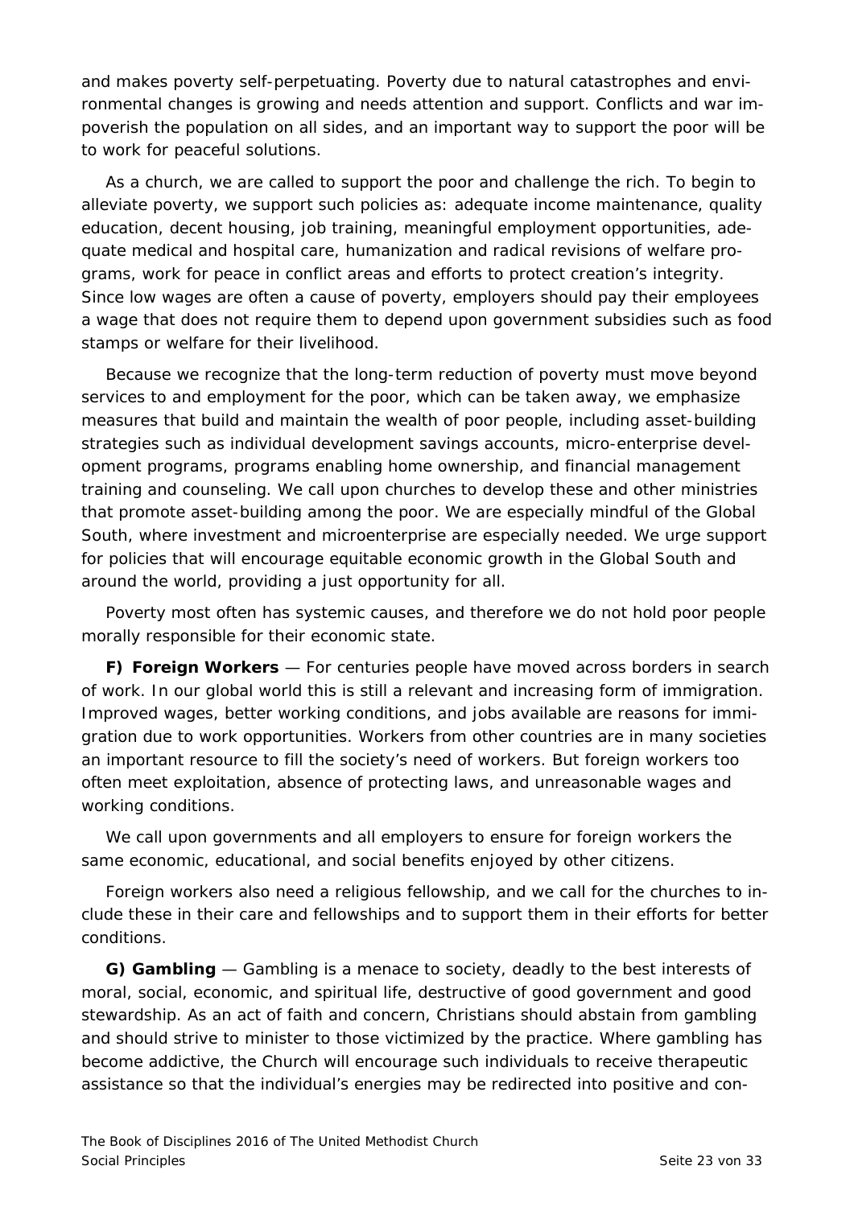and makes poverty self-perpetuating. Poverty due to natural catastrophes and environmental changes is growing and needs attention and support. Conflicts and war impoverish the population on all sides, and an important way to support the poor will be to work for peaceful solutions.

As a church, we are called to support the poor and challenge the rich. To begin to alleviate poverty, we support such policies as: adequate income maintenance, quality education, decent housing, job training, meaningful employment opportunities, adequate medical and hospital care, humanization and radical revisions of welfare programs, work for peace in conflict areas and efforts to protect creation's integrity. Since low wages are often a cause of poverty, employers should pay their employees a wage that does not require them to depend upon government subsidies such as food stamps or welfare for their livelihood.

Because we recognize that the long-term reduction of poverty must move beyond services to and employment for the poor, which can be taken away, we emphasize measures that build and maintain the wealth of poor people, including asset-building strategies such as individual development savings accounts, micro-enterprise development programs, programs enabling home ownership, and financial management training and counseling. We call upon churches to develop these and other ministries that promote asset-building among the poor. We are especially mindful of the Global South, where investment and microenterprise are especially needed. We urge support for policies that will encourage equitable economic growth in the Global South and around the world, providing a just opportunity for all.

Poverty most often has systemic causes, and therefore we do not hold poor people morally responsible for their economic state.

**F) Foreign Workers** — For centuries people have moved across borders in search of work. In our global world this is still a relevant and increasing form of immigration. Improved wages, better working conditions, and jobs available are reasons for immigration due to work opportunities. Workers from other countries are in many societies an important resource to fill the society's need of workers. But foreign workers too often meet exploitation, absence of protecting laws, and unreasonable wages and working conditions.

We call upon governments and all employers to ensure for foreign workers the same economic, educational, and social benefits enjoyed by other citizens.

Foreign workers also need a religious fellowship, and we call for the churches to include these in their care and fellowships and to support them in their efforts for better conditions.

**G) Gambling** — Gambling is a menace to society, deadly to the best interests of moral, social, economic, and spiritual life, destructive of good government and good stewardship. As an act of faith and concern, Christians should abstain from gambling and should strive to minister to those victimized by the practice. Where gambling has become addictive, the Church will encourage such individuals to receive therapeutic assistance so that the individual's energies may be redirected into positive and con-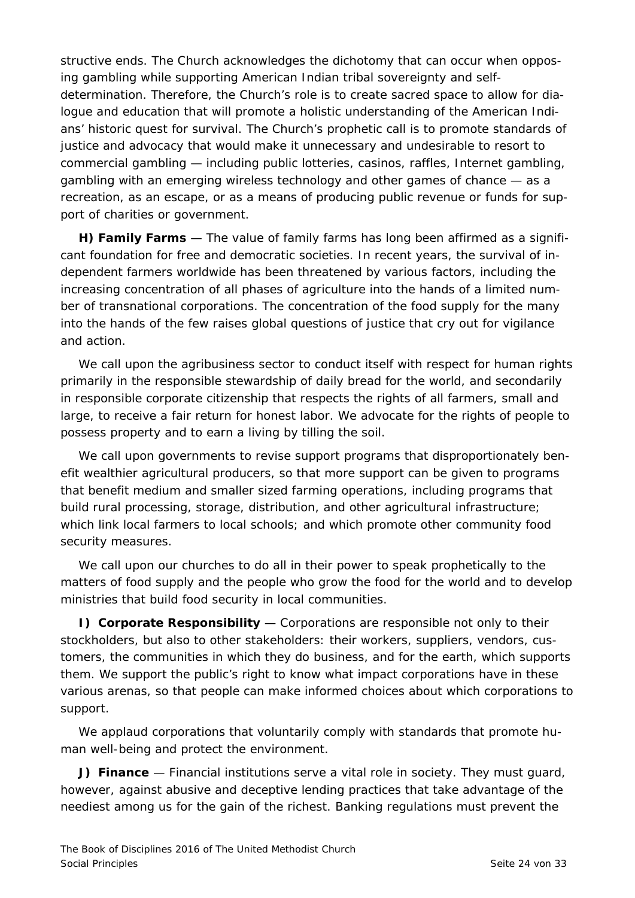structive ends. The Church acknowledges the dichotomy that can occur when opposing gambling while supporting American Indian tribal sovereignty and self-determination. Therefore, the Church's role is to create sacred space to allow for dialogue and education that will promote a holistic understanding of the American Indians' historic quest for survival. The Church's prophetic call is to promote standards of justice and advocacy that would make it unnecessary and undesirable to resort to commercial gambling — including public lotteries, casinos, raffles, Internet gambling, gambling with an emerging wireless technology and other games of chance — as a recreation, as an escape, or as a means of producing public revenue or funds for support of charities or government.

**H) Family Farms** — The value of family farms has long been affirmed as a significant foundation for free and democratic societies. In recent years, the survival of independent farmers worldwide has been threatened by various factors, including the increasing concentration of all phases of agriculture into the hands of a limited number of transnational corporations. The concentration of the food supply for the many into the hands of the few raises global questions of justice that cry out for vigilance and action.

We call upon the agribusiness sector to conduct itself with respect for human rights primarily in the responsible stewardship of daily bread for the world, and secondarily in responsible corporate citizenship that respects the rights of all farmers, small and large, to receive a fair return for honest labor. We advocate for the rights of people to possess property and to earn a living by tilling the soil.

We call upon governments to revise support programs that disproportionately benefit wealthier agricultural producers, so that more support can be given to programs that benefit medium and smaller sized farming operations, including programs that build rural processing, storage, distribution, and other agricultural infrastructure; which link local farmers to local schools; and which promote other community food security measures.

We call upon our churches to do all in their power to speak prophetically to the matters of food supply and the people who grow the food for the world and to develop ministries that build food security in local communities.

**I) Corporate Responsibility** — Corporations are responsible not only to their stockholders, but also to other stakeholders: their workers, suppliers, vendors, customers, the communities in which they do business, and for the earth, which supports them. We support the public's right to know what impact corporations have in these various arenas, so that people can make informed choices about which corporations to support.

We applaud corporations that voluntarily comply with standards that promote human well-being and protect the environment.

**J) Finance** — Financial institutions serve a vital role in society. They must guard, however, against abusive and deceptive lending practices that take advantage of the neediest among us for the gain of the richest. Banking regulations must prevent the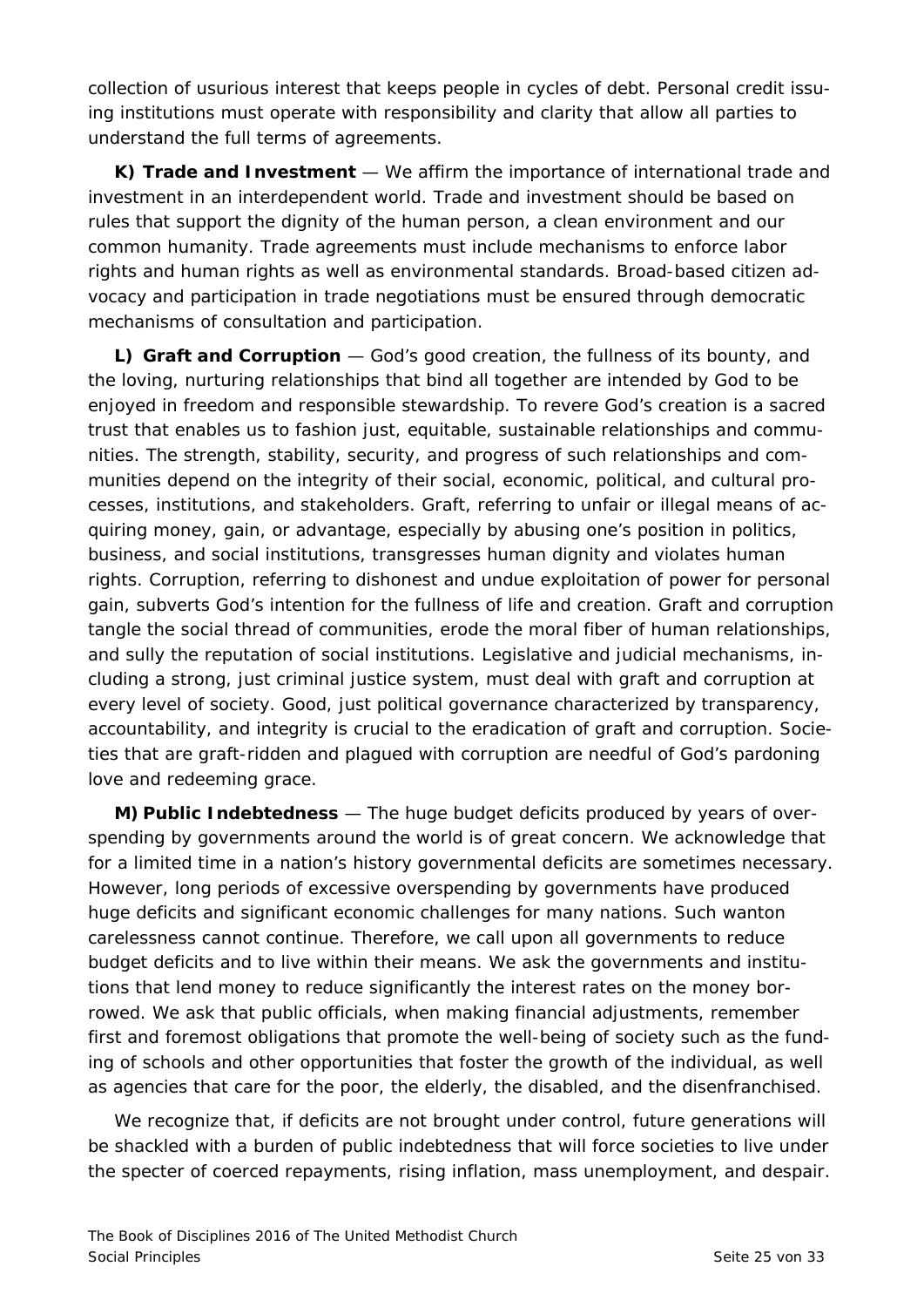collection of usurious interest that keeps people in cycles of debt. Personal credit issuing institutions must operate with responsibility and clarity that allow all parties to understand the full terms of agreements.

**K) Trade and Investment** — We affirm the importance of international trade and investment in an interdependent world. Trade and investment should be based on rules that support the dignity of the human person, a clean environment and our common humanity. Trade agreements must include mechanisms to enforce labor rights and human rights as well as environmental standards. Broad-based citizen advocacy and participation in trade negotiations must be ensured through democratic mechanisms of consultation and participation.

**L) Graft and Corruption** — God's good creation, the fullness of its bounty, and the loving, nurturing relationships that bind all together are intended by God to be enjoyed in freedom and responsible stewardship. To revere God's creation is a sacred trust that enables us to fashion just, equitable, sustainable relationships and communities. The strength, stability, security, and progress of such relationships and communities depend on the integrity of their social, economic, political, and cultural processes, institutions, and stakeholders. Graft, referring to unfair or illegal means of acquiring money, gain, or advantage, especially by abusing one's position in politics, business, and social institutions, transgresses human dignity and violates human rights. Corruption, referring to dishonest and undue exploitation of power for personal gain, subverts God's intention for the fullness of life and creation. Graft and corruption tangle the social thread of communities, erode the moral fiber of human relationships, and sully the reputation of social institutions. Legislative and judicial mechanisms, including a strong, just criminal justice system, must deal with graft and corruption at every level of society. Good, just political governance characterized by transparency, accountability, and integrity is crucial to the eradication of graft and corruption. Societies that are graft-ridden and plagued with corruption are needful of God's pardoning love and redeeming grace.

**M) Public Indebtedness** — The huge budget deficits produced by years of overspending by governments around the world is of great concern. We acknowledge that for a limited time in a nation's history governmental deficits are sometimes necessary. However, long periods of excessive overspending by governments have produced huge deficits and significant economic challenges for many nations. Such wanton carelessness cannot continue. Therefore, we call upon all governments to reduce budget deficits and to live within their means. We ask the governments and institutions that lend money to reduce significantly the interest rates on the money borrowed. We ask that public officials, when making financial adjustments, remember first and foremost obligations that promote the well-being of society such as the funding of schools and other opportunities that foster the growth of the individual, as well as agencies that care for the poor, the elderly, the disabled, and the disenfranchised.

We recognize that, if deficits are not brought under control, future generations will be shackled with a burden of public indebtedness that will force societies to live under the specter of coerced repayments, rising inflation, mass unemployment, and despair.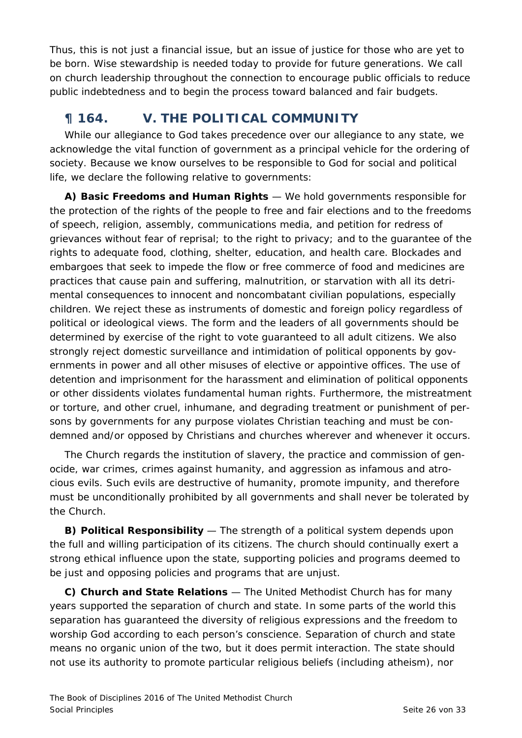Thus, this is not just a financial issue, but an issue of justice for those who are yet to be born. Wise stewardship is needed today to provide for future generations. We call on church leadership throughout the connection to encourage public officials to reduce public indebtedness and to begin the process toward balanced and fair budgets.

## ¶ 164. V. THE POLITICAL COMMUNITY

While our allegiance to God takes precedence over our allegiance to any state, we acknowledge the vital function of government as a principal vehicle for the ordering of society. Because we know ourselves to be responsible to God for social and political life, we declare the following relative to governments:

**A) Basic Freedoms and Human Rights** — We hold governments responsible for the protection of the rights of the people to free and fair elections and to the freedoms of speech, religion, assembly, communications media, and petition for redress of grievances without fear of reprisal; to the right to privacy; and to the guarantee of the rights to adequate food, clothing, shelter, education, and health care. Blockades and embargoes that seek to impede the flow or free commerce of food and medicines are practices that cause pain and suffering, malnutrition, or starvation with all its detrimental consequences to innocent and noncombatant civilian populations, especially children. We reject these as instruments of domestic and foreign policy regardless of political or ideological views. The form and the leaders of all governments should be determined by exercise of the right to vote guaranteed to all adult citizens. We also strongly reject domestic surveillance and intimidation of political opponents by governments in power and all other misuses of elective or appointive offices. The use of detention and imprisonment for the harassment and elimination of political opponents or other dissidents violates fundamental human rights. Furthermore, the mistreatment or torture, and other cruel, inhumane, and degrading treatment or punishment of persons by governments for any purpose violates Christian teaching and must be condemned and/or opposed by Christians and churches wherever and whenever it occurs.

The Church regards the institution of slavery, the practice and commission of genocide, war crimes, crimes against humanity, and aggression as infamous and atrocious evils. Such evils are destructive of humanity, promote impunity, and therefore must be unconditionally prohibited by all governments and shall never be tolerated by the Church.

**B) Political Responsibility** — The strength of a political system depends upon the full and willing participation of its citizens. The church should continually exert a strong ethical influence upon the state, supporting policies and programs deemed to be just and opposing policies and programs that are unjust.

**C) Church and State Relations** — The United Methodist Church has for many years supported the separation of church and state. In some parts of the world this separation has guaranteed the diversity of religious expressions and the freedom to worship God according to each person's conscience. Separation of church and state means no organic union of the two, but it does permit interaction. The state should not use its authority to promote particular religious beliefs (including atheism), nor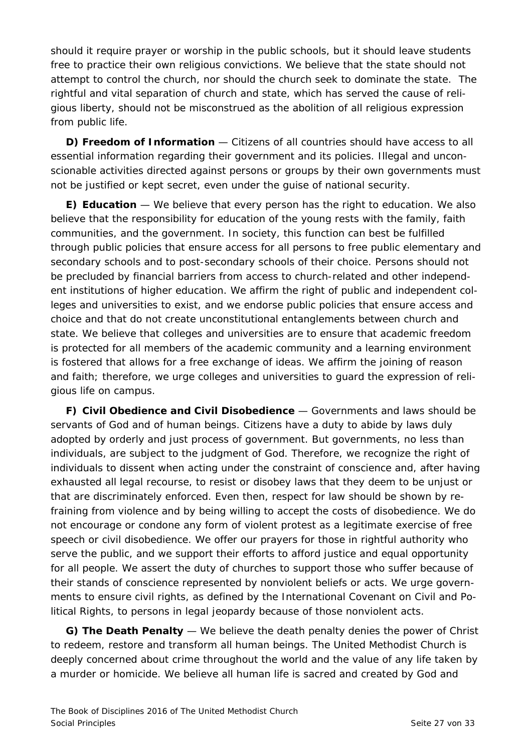should it require prayer or worship in the public schools, but it should leave students free to practice their own religious convictions. We believe that the state should not attempt to control the church, nor should the church seek to dominate the state. The rightful and vital separation of church and state, which has served the cause of religious liberty, should not be misconstrued as the abolition of all religious expression from public life.

**D) Freedom of Information** — Citizens of all countries should have access to all essential information regarding their government and its policies. Illegal and unconscionable activities directed against persons or groups by their own governments must not be justified or kept secret, even under the guise of national security.

**E) Education** — We believe that every person has the right to education. We also believe that the responsibility for education of the young rests with the family, faith communities, and the government. In society, this function can best be fulfilled through public policies that ensure access for all persons to free public elementary and secondary schools and to post-secondary schools of their choice. Persons should not be precluded by financial barriers from access to church-related and other independent institutions of higher education. We affirm the right of public and independent colleges and universities to exist, and we endorse public policies that ensure access and choice and that do not create unconstitutional entanglements between church and state. We believe that colleges and universities are to ensure that academic freedom is protected for all members of the academic community and a learning environment is fostered that allows for a free exchange of ideas. We affirm the joining of reason and faith; therefore, we urge colleges and universities to guard the expression of religious life on campus.

**F) Civil Obedience and Civil Disobedience** — Governments and laws should be servants of God and of human beings. Citizens have a duty to abide by laws duly adopted by orderly and just process of government. But governments, no less than individuals, are subject to the judgment of God. Therefore, we recognize the right of individuals to dissent when acting under the constraint of conscience and, after having exhausted all legal recourse, to resist or disobey laws that they deem to be unjust or that are discriminately enforced. Even then, respect for law should be shown by refraining from violence and by being willing to accept the costs of disobedience. We do not encourage or condone any form of violent protest as a legitimate exercise of free speech or civil disobedience. We offer our prayers for those in rightful authority who serve the public, and we support their efforts to afford justice and equal opportunity for all people. We assert the duty of churches to support those who suffer because of their stands of conscience represented by nonviolent beliefs or acts. We urge governments to ensure civil rights, as defined by the International Covenant on Civil and Political Rights, to persons in legal jeopardy because of those nonviolent acts.

**G) The Death Penalty** — We believe the death penalty denies the power of Christ to redeem, restore and transform all human beings. The United Methodist Church is deeply concerned about crime throughout the world and the value of any life taken by a murder or homicide. We believe all human life is sacred and created by God and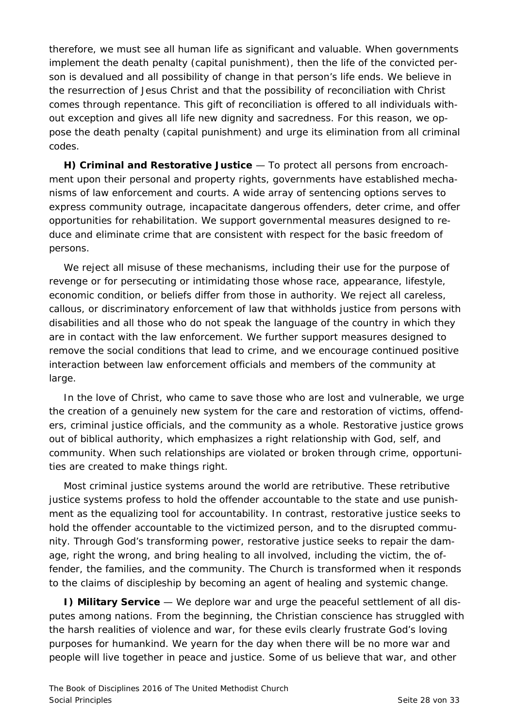therefore, we must see all human life as significant and valuable. When governments implement the death penalty (capital punishment), then the life of the convicted person is devalued and all possibility of change in that person's life ends. We believe in the resurrection of Jesus Christ and that the possibility of reconciliation with Christ comes through repentance. This gift of reconciliation is offered to all individuals without exception and gives all life new dignity and sacredness. For this reason, we oppose the death penalty (capital punishment) and urge its elimination from all criminal codes.

**H) Criminal and Restorative Justice** — To protect all persons from encroachment upon their personal and property rights, governments have established mechanisms of law enforcement and courts. A wide array of sentencing options serves to express community outrage, incapacitate dangerous offenders, deter crime, and offer opportunities for rehabilitation. We support governmental measures designed to reduce and eliminate crime that are consistent with respect for the basic freedom of persons.

We reject all misuse of these mechanisms, including their use for the purpose of revenge or for persecuting or intimidating those whose race, appearance, lifestyle, economic condition, or beliefs differ from those in authority. We reject all careless, callous, or discriminatory enforcement of law that withholds justice from persons with disabilities and all those who do not speak the language of the country in which they are in contact with the law enforcement. We further support measures designed to remove the social conditions that lead to crime, and we encourage continued positive interaction between law enforcement officials and members of the community at large.

In the love of Christ, who came to save those who are lost and vulnerable, we urge the creation of a genuinely new system for the care and restoration of victims, offenders, criminal justice officials, and the community as a whole. Restorative justice grows out of biblical authority, which emphasizes a right relationship with God, self, and community. When such relationships are violated or broken through crime, opportunities are created to make things right.

Most criminal justice systems around the world are retributive. These retributive justice systems profess to hold the offender accountable to the state and use punishment as the equalizing tool for accountability. In contrast, restorative justice seeks to hold the offender accountable to the victimized person, and to the disrupted community. Through God's transforming power, restorative justice seeks to repair the damage, right the wrong, and bring healing to all involved, including the victim, the offender, the families, and the community. The Church is transformed when it responds to the claims of discipleship by becoming an agent of healing and systemic change.

**I) Military Service** — We deplore war and urge the peaceful settlement of all disputes among nations. From the beginning, the Christian conscience has struggled with the harsh realities of violence and war, for these evils clearly frustrate God's loving purposes for humankind. We yearn for the day when there will be no more war and people will live together in peace and justice. Some of us believe that war, and other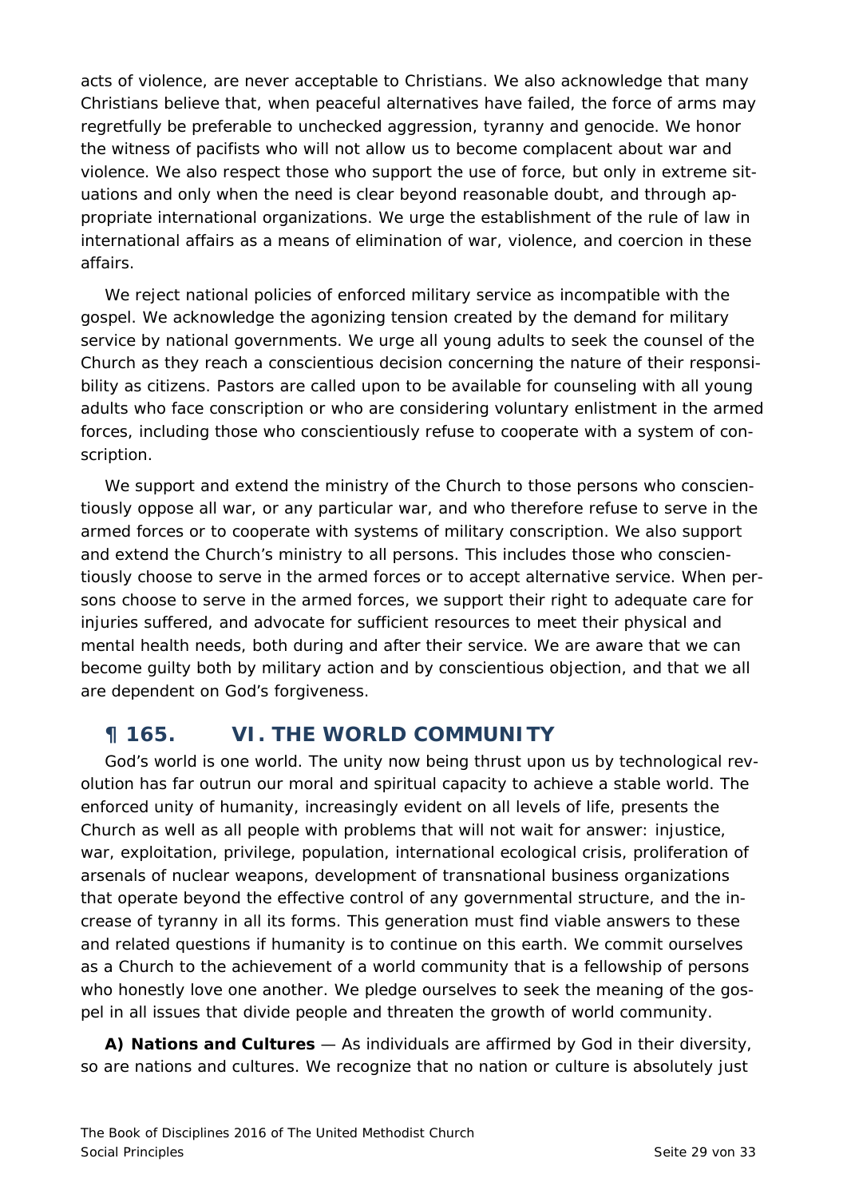acts of violence, are never acceptable to Christians. We also acknowledge that many Christians believe that, when peaceful alternatives have failed, the force of arms may regretfully be preferable to unchecked aggression, tyranny and genocide. We honor the witness of pacifists who will not allow us to become complacent about war and violence. We also respect those who support the use of force, but only in extreme situations and only when the need is clear beyond reasonable doubt, and through appropriate international organizations. We urge the establishment of the rule of law in international affairs as a means of elimination of war, violence, and coercion in these affairs.

We reject national policies of enforced military service as incompatible with the gospel. We acknowledge the agonizing tension created by the demand for military service by national governments. We urge all young adults to seek the counsel of the Church as they reach a conscientious decision concerning the nature of their responsibility as citizens. Pastors are called upon to be available for counseling with all young adults who face conscription or who are considering voluntary enlistment in the armed forces, including those who conscientiously refuse to cooperate with a system of conscription.

We support and extend the ministry of the Church to those persons who conscientiously oppose all war, or any particular war, and who therefore refuse to serve in the armed forces or to cooperate with systems of military conscription. We also support and extend the Church's ministry to all persons. This includes those who conscientiously choose to serve in the armed forces or to accept alternative service. When persons choose to serve in the armed forces, we support their right to adequate care for injuries suffered, and advocate for sufficient resources to meet their physical and mental health needs, both during and after their service. We are aware that we can become guilty both by military action and by conscientious objection, and that we all are dependent on God's forgiveness.

## ¶ 165. VI. THE WORLD COMMUNITY

God's world is one world. The unity now being thrust upon us by technological revolution has far outrun our moral and spiritual capacity to achieve a stable world. The enforced unity of humanity, increasingly evident on all levels of life, presents the Church as well as all people with problems that will not wait for answer: injustice, war, exploitation, privilege, population, international ecological crisis, proliferation of arsenals of nuclear weapons, development of transnational business organizations that operate beyond the effective control of any governmental structure, and the increase of tyranny in all its forms. This generation must find viable answers to these and related questions if humanity is to continue on this earth. We commit ourselves as a Church to the achievement of a world community that is a fellowship of persons who honestly love one another. We pledge ourselves to seek the meaning of the gospel in all issues that divide people and threaten the growth of world community.

**A) Nations and Cultures** — As individuals are affirmed by God in their diversity, so are nations and cultures. We recognize that no nation or culture is absolutely just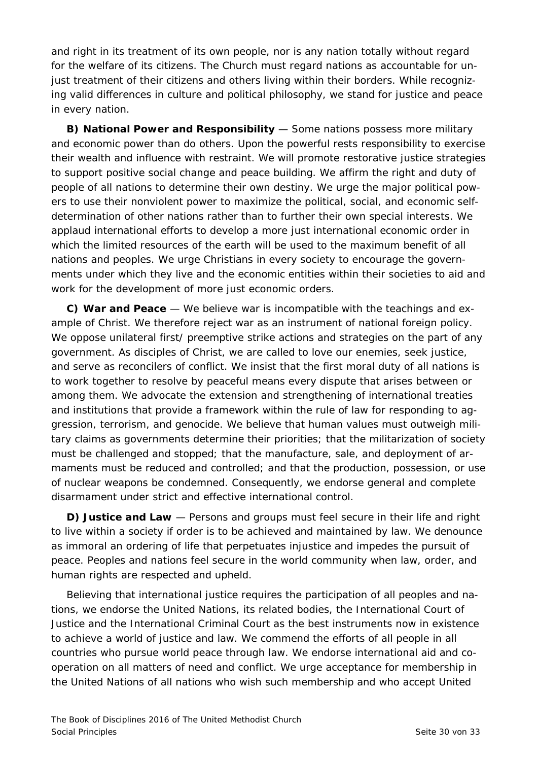and right in its treatment of its own people, nor is any nation totally without regard for the welfare of its citizens. The Church must regard nations as accountable for unjust treatment of their citizens and others living within their borders. While recognizing valid differences in culture and political philosophy, we stand for justice and peace in every nation.

**B) National Power and Responsibility** — Some nations possess more military and economic power than do others. Upon the powerful rests responsibility to exercise their wealth and influence with restraint. We will promote restorative justice strategies to support positive social change and peace building. We affirm the right and duty of people of all nations to determine their own destiny. We urge the major political powers to use their nonviolent power to maximize the political, social, and economic self-determination of other nations rather than to further their own special interests. We applaud international efforts to develop a more just international economic order in which the limited resources of the earth will be used to the maximum benefit of all nations and peoples. We urge Christians in every society to encourage the governments under which they live and the economic entities within their societies to aid and work for the development of more just economic orders.

**C) War and Peace** — We believe war is incompatible with the teachings and example of Christ. We therefore reject war as an instrument of national foreign policy. We oppose unilateral first/ preemptive strike actions and strategies on the part of any government. As disciples of Christ, we are called to love our enemies, seek justice, and serve as reconcilers of conflict. We insist that the first moral duty of all nations is to work together to resolve by peaceful means every dispute that arises between or among them. We advocate the extension and strengthening of international treaties and institutions that provide a framework within the rule of law for responding to aggression, terrorism, and genocide. We believe that human values must outweigh military claims as governments determine their priorities; that the militarization of society must be challenged and stopped; that the manufacture, sale, and deployment of armaments must be reduced and controlled; and that the production, possession, or use of nuclear weapons be condemned. Consequently, we endorse general and complete disarmament under strict and effective international control.

**D) Justice and Law** — Persons and groups must feel secure in their life and right to live within a society if order is to be achieved and maintained by law. We denounce as immoral an ordering of life that perpetuates injustice and impedes the pursuit of peace. Peoples and nations feel secure in the world community when law, order, and human rights are respected and upheld.

Believing that international justice requires the participation of all peoples and nations, we endorse the United Nations, its related bodies, the International Court of Justice and the International Criminal Court as the best instruments now in existence to achieve a world of justice and law. We commend the efforts of all people in all countries who pursue world peace through law. We endorse international aid and cooperation on all matters of need and conflict. We urge acceptance for membership in the United Nations of all nations who wish such membership and who accept United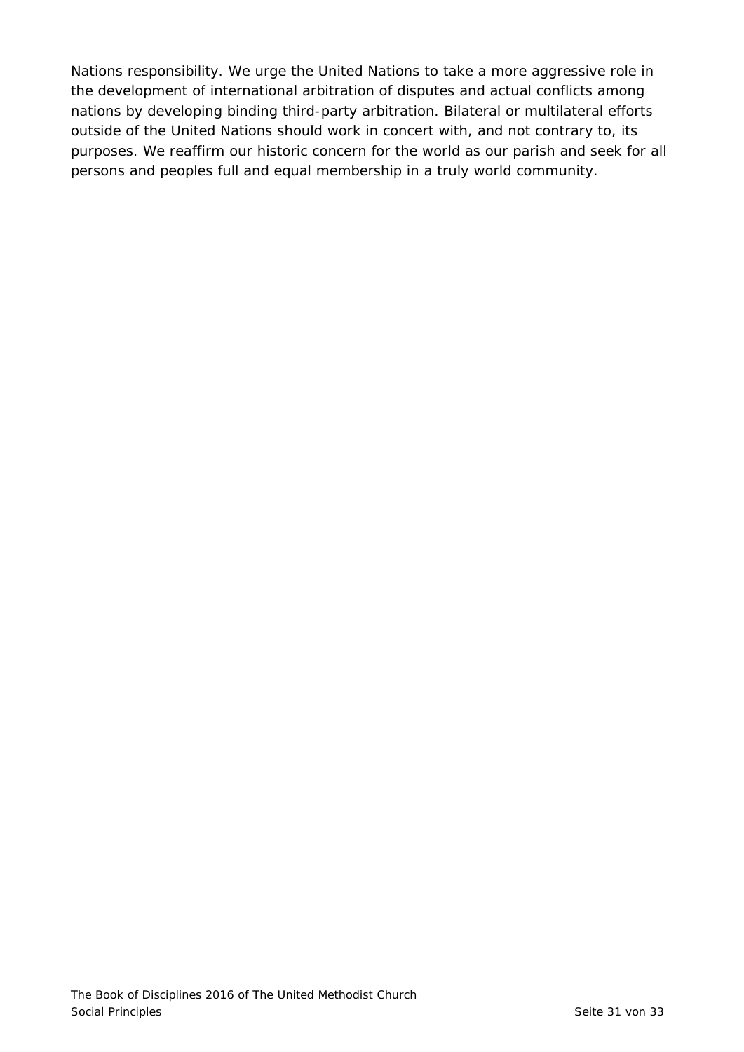Nations responsibility. We urge the United Nations to take a more aggressive role in the development of international arbitration of disputes and actual conflicts among nations by developing binding third-party arbitration. Bilateral or multilateral efforts outside of the United Nations should work in concert with, and not contrary to, its purposes. We reaffirm our historic concern for the world as our parish and seek for all persons and peoples full and equal membership in a truly world community.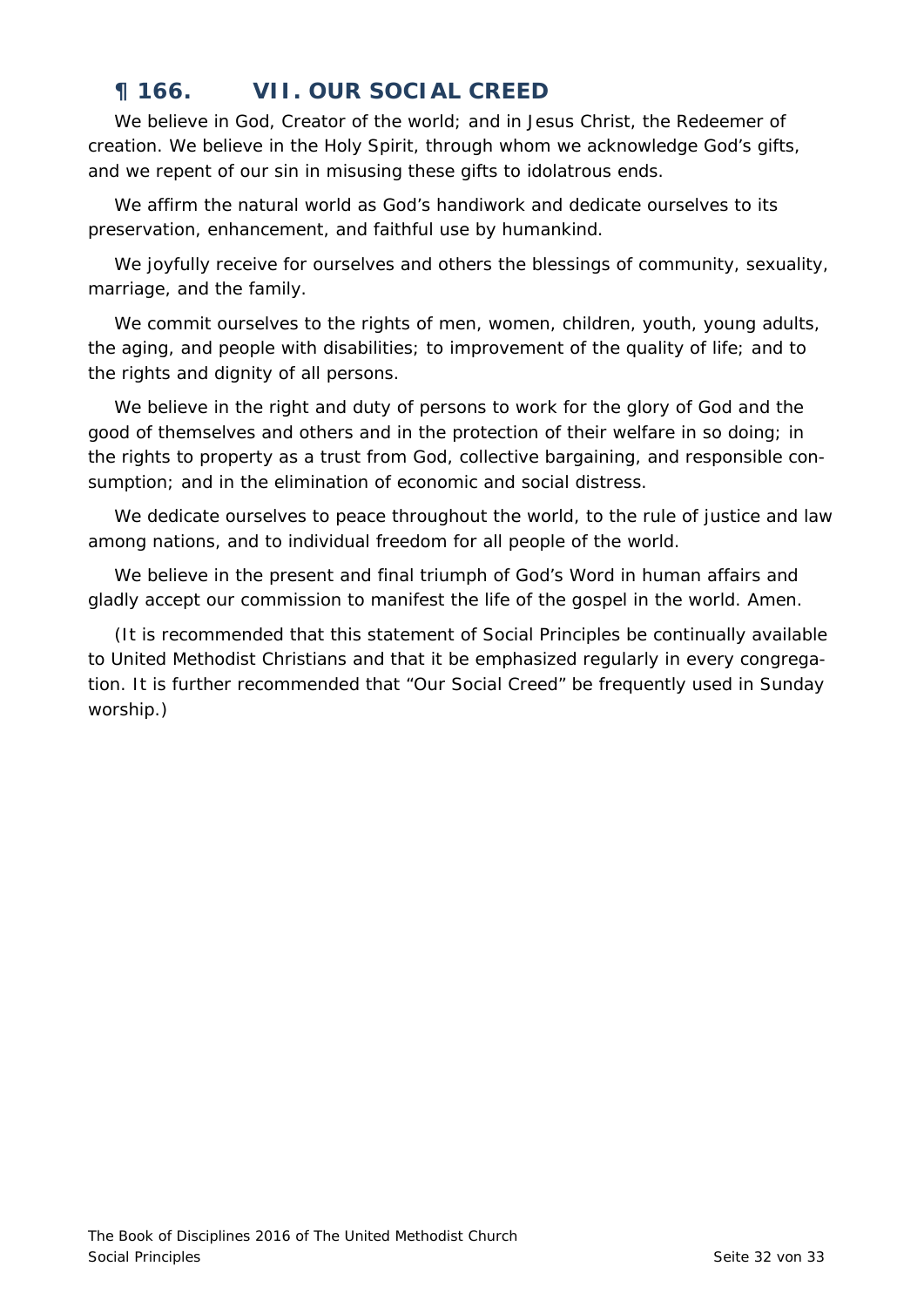## ¶ 166. VII. OUR SOCIAL CREED

We believe in God, Creator of the world; and in Jesus Christ, the Redeemer of creation. We believe in the Holy Spirit, through whom we acknowledge God's gifts, and we repent of our sin in misusing these gifts to idolatrous ends.

We affirm the natural world as God's handiwork and dedicate ourselves to its preservation, enhancement, and faithful use by humankind.

We joyfully receive for ourselves and others the blessings of community, sexuality, marriage, and the family.

We commit ourselves to the rights of men, women, children, youth, young adults, the aging, and people with disabilities; to improvement of the quality of life; and to the rights and dignity of all persons.

We believe in the right and duty of persons to work for the glory of God and the good of themselves and others and in the protection of their welfare in so doing; in the rights to property as a trust from God, collective bargaining, and responsible consumption; and in the elimination of economic and social distress.

We dedicate ourselves to peace throughout the world, to the rule of justice and law among nations, and to individual freedom for all people of the world.

We believe in the present and final triumph of God's Word in human affairs and gladly accept our commission to manifest the life of the gospel in the world. Amen.

(It is recommended that this statement of Social Principles be continually available to United Methodist Christians and that it be emphasized regularly in every congregation. It is further recommended that "Our Social Creed" be frequently used in Sunday worship.)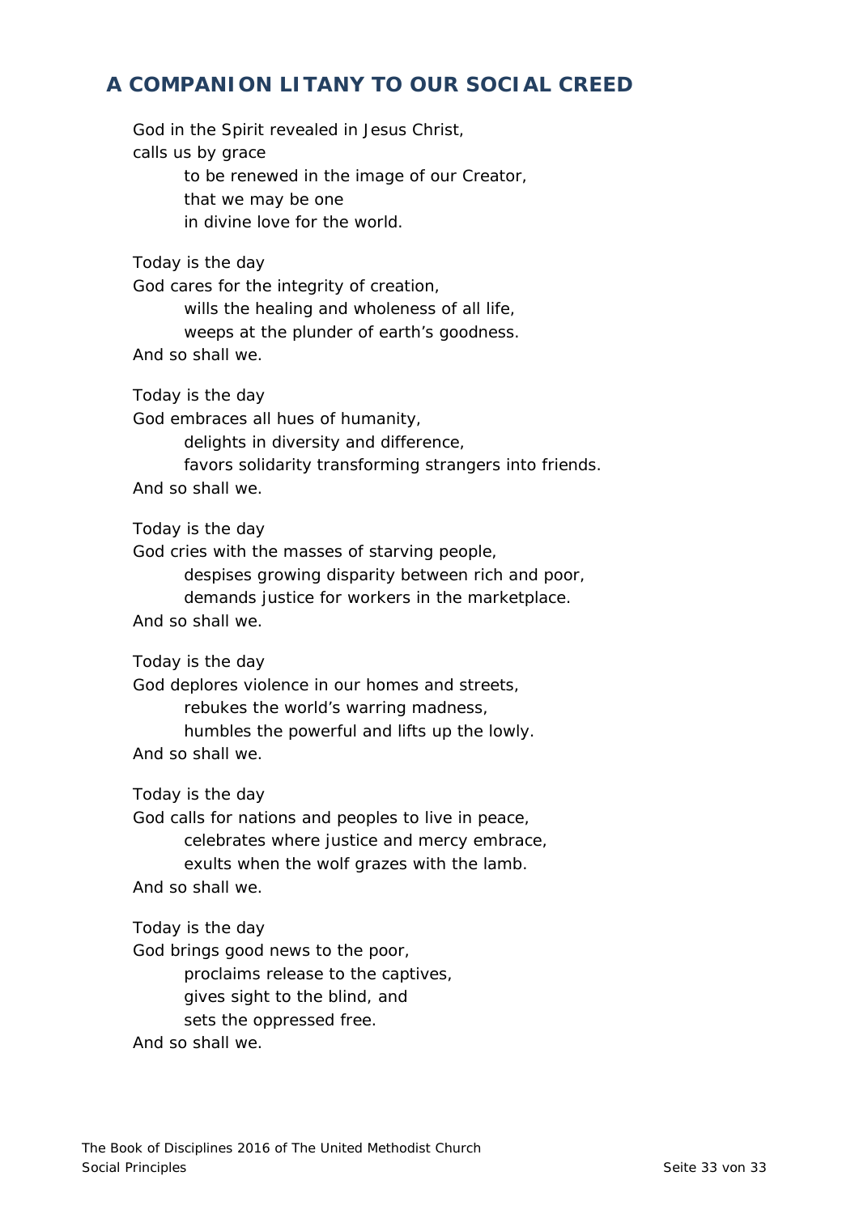## A COMPANION LITANY TO OUR SOCIAL CREED

God in the Spirit revealed in Jesus Christ,
calls us by grace
to be renewed in the image of our Creator,
that we may be one
in divine love for the world.

Today is the day
God cares for the integrity of creation,
wills the healing and wholeness of all life,
weeps at the plunder of earth's goodness.
And so shall we.

Today is the day
God embraces all hues of humanity,
delights in diversity and difference,
favors solidarity transforming strangers into friends.
And so shall we.

Today is the day
God cries with the masses of starving people,
despises growing disparity between rich and poor,
demands justice for workers in the marketplace.
And so shall we.

Today is the day
God deplores violence in our homes and streets,
rebukes the world's warring madness,
humbles the powerful and lifts up the lowly.
And so shall we.

Today is the day
God calls for nations and peoples to live in peace,
celebrates where justice and mercy embrace,
exults when the wolf grazes with the lamb.
And so shall we.

Today is the day
God brings good news to the poor,
proclaims release to the captives,
gives sight to the blind, and
sets the oppressed free.
And so shall we.